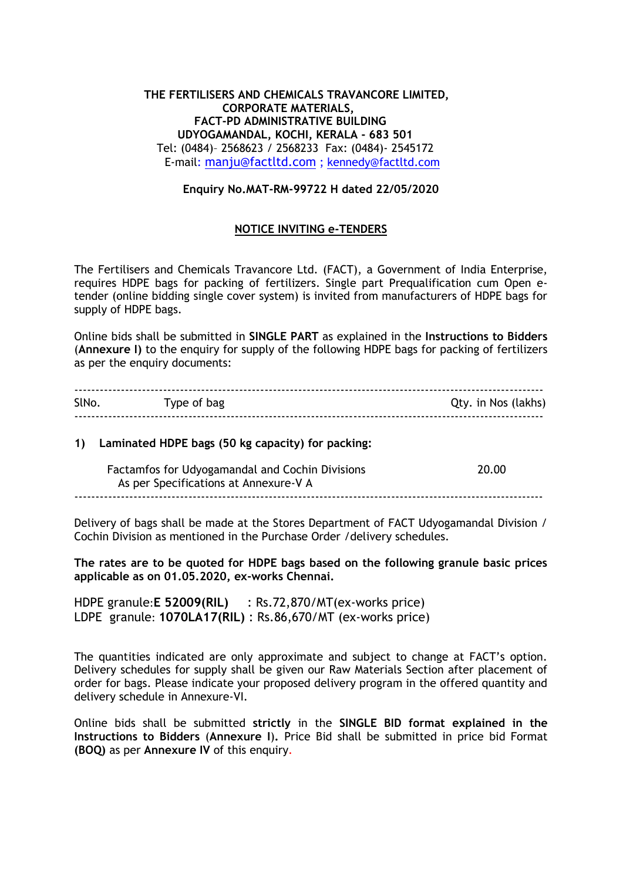**THE FERTILISERS AND CHEMICALS TRAVANCORE LIMITED,**
**CORPORATE MATERIALS,**
**FACT-PD ADMINISTRATIVE BUILDING**
**UDYOGAMANDAL, KOCHI, KERALA - 683 501**
Tel: (0484)– 2568623 / 2568233 Fax: (0484)- 2545172
E-mail: manju@factltd.com ; kennedy@factltd.com

**Enquiry No.MAT-RM-99722 H dated 22/05/2020**

## NOTICE INVITING e-TENDERS

The Fertilisers and Chemicals Travancore Ltd. (FACT), a Government of India Enterprise, requires HDPE bags for packing of fertilizers. Single part Prequalification cum Open e-tender (online bidding single cover system) is invited from manufacturers of HDPE bags for supply of HDPE bags.

Online bids shall be submitted in **SINGLE PART** as explained in the **Instructions to Bidders** (**Annexure I)** to the enquiry for supply of the following HDPE bags for packing of fertilizers as per the enquiry documents:

| SlNo. | Type of bag | Qty. in Nos (lakhs) |
|---|---|---|
| **1)** | **Laminated HDPE bags (50 kg capacity) for packing:** | |
| | Factamfos for Udyogamandal and Cochin Divisions As per Specifications at Annexure-V A | 20.00 |

Delivery of bags shall be made at the Stores Department of FACT Udyogamandal Division / Cochin Division as mentioned in the Purchase Order /delivery schedules.

**The rates are to be quoted for HDPE bags based on the following granule basic prices applicable as on 01.05.2020, ex-works Chennai.**

HDPE granule:**E 52009(RIL)** : Rs.72,870/MT(ex-works price)
LDPE granule: **1070LA17(RIL)** : Rs.86,670/MT (ex-works price)

The quantities indicated are only approximate and subject to change at FACT's option. Delivery schedules for supply shall be given our Raw Materials Section after placement of order for bags. Please indicate your proposed delivery program in the offered quantity and delivery schedule in Annexure-VI.

Online bids shall be submitted **strictly** in the **SINGLE BID format explained in the Instructions to Bidders** (**Annexure I**)**.** Price Bid shall be submitted in price bid Format **(BOQ)** as per **Annexure IV** of this enquiry.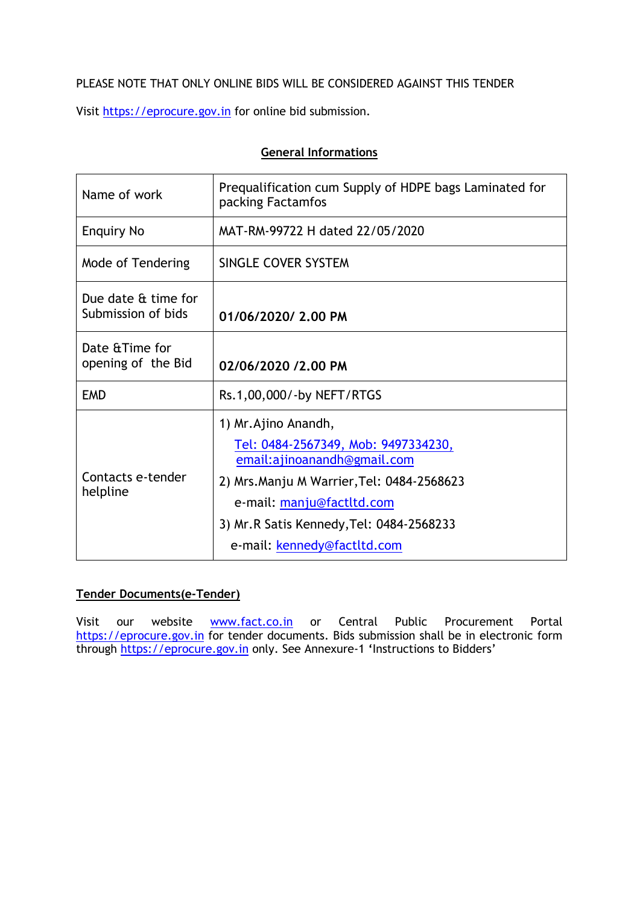PLEASE NOTE THAT ONLY ONLINE BIDS WILL BE CONSIDERED AGAINST THIS TENDER

Visit https://eprocure.gov.in for online bid submission.

## General Informations

| | |
|---|---|
| Name of work | Prequalification cum Supply of HDPE bags Laminated for packing Factamfos |
| Enquiry No | MAT-RM-99722 H dated 22/05/2020 |
| Mode of Tendering | SINGLE COVER SYSTEM |
| Due date & time for Submission of bids | **01/06/2020/ 2.00 PM** |
| Date &Time for opening of the Bid | **02/06/2020 /2.00 PM** |
| EMD | Rs.1,00,000/-by NEFT/RTGS |
| Contacts e-tender helpline | 1) Mr.Ajino Anandh,<br>Tel: 0484-2567349, Mob: 9497334230, email:ajinoanandh@gmail.com<br>2) Mrs.Manju M Warrier,Tel: 0484-2568623<br>e-mail: manju@factltd.com<br>3) Mr.R Satis Kennedy,Tel: 0484-2568233<br>e-mail: kennedy@factltd.com |

**Tender Documents(e-Tender)**

Visit our website www.fact.co.in or Central Public Procurement Portal https://eprocure.gov.in for tender documents. Bids submission shall be in electronic form through https://eprocure.gov.in only. See Annexure-1 'Instructions to Bidders'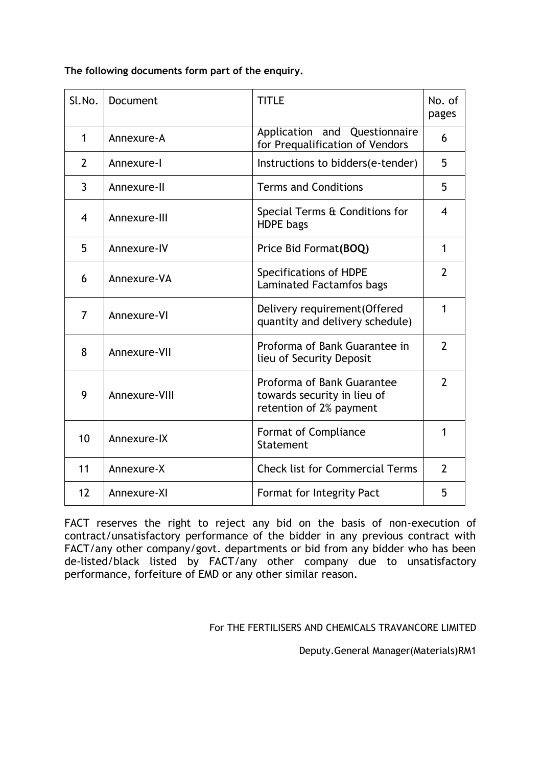**The following documents form part of the enquiry.**

| Sl.No. | Document | TITLE | No. of pages |
|---|---|---|---|
| 1 | Annexure-A | Application and Questionnaire for Prequalification of Vendors | 6 |
| 2 | Annexure-I | Instructions to bidders(e-tender) | 5 |
| 3 | Annexure-II | Terms and Conditions | 5 |
| 4 | Annexure-III | Special Terms & Conditions for HDPE bags | 4 |
| 5 | Annexure-IV | Price Bid Format**(BOQ)** | 1 |
| 6 | Annexure-VA | Specifications of HDPE Laminated Factamfos bags | 2 |
| 7 | Annexure-VI | Delivery requirement(Offered quantity and delivery schedule) | 1 |
| 8 | Annexure-VII | Proforma of Bank Guarantee in lieu of Security Deposit | 2 |
| 9 | Annexure-VIII | Proforma of Bank Guarantee towards security in lieu of retention of 2% payment | 2 |
| 10 | Annexure-IX | Format of Compliance Statement | 1 |
| 11 | Annexure-X | Check list for Commercial Terms | 2 |
| 12 | Annexure-XI | Format for Integrity Pact | 5 |

FACT reserves the right to reject any bid on the basis of non-execution of contract/unsatisfactory performance of the bidder in any previous contract with FACT/any other company/govt. departments or bid from any bidder who has been de-listed/black listed by FACT/any other company due to unsatisfactory performance, forfeiture of EMD or any other similar reason.

For THE FERTILISERS AND CHEMICALS TRAVANCORE LIMITED

Deputy.General Manager(Materials)RM1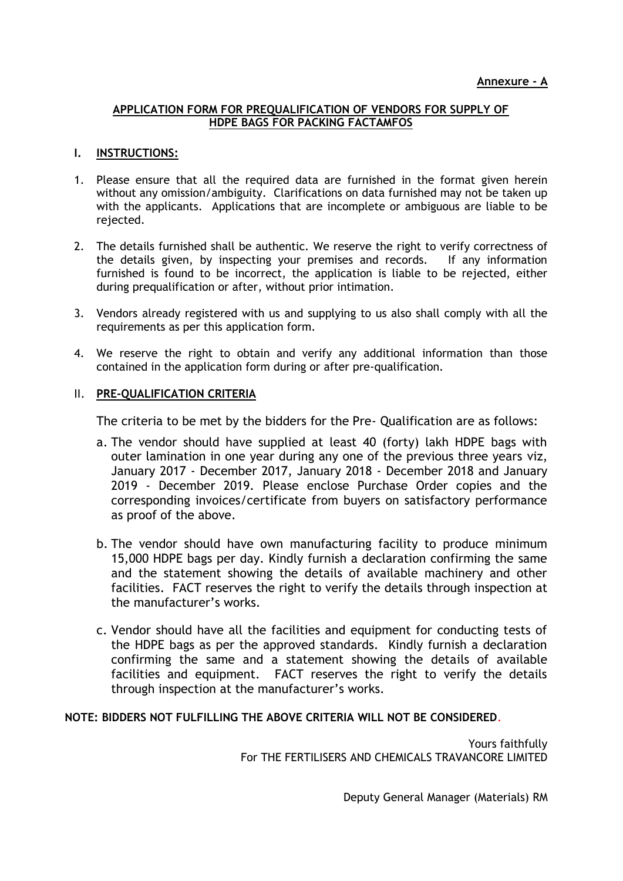**Annexure - A**

## APPLICATION FORM FOR PREQUALIFICATION OF VENDORS FOR SUPPLY OF HDPE BAGS FOR PACKING FACTAMFOS

### I. INSTRUCTIONS:

1. Please ensure that all the required data are furnished in the format given herein without any omission/ambiguity. Clarifications on data furnished may not be taken up with the applicants. Applications that are incomplete or ambiguous are liable to be rejected.

2. The details furnished shall be authentic. We reserve the right to verify correctness of the details given, by inspecting your premises and records. If any information furnished is found to be incorrect, the application is liable to be rejected, either during prequalification or after, without prior intimation.

3. Vendors already registered with us and supplying to us also shall comply with all the requirements as per this application form.

4. We reserve the right to obtain and verify any additional information than those contained in the application form during or after pre-qualification.

### II. PRE-QUALIFICATION CRITERIA

The criteria to be met by the bidders for the Pre- Qualification are as follows:

a. The vendor should have supplied at least 40 (forty) lakh HDPE bags with outer lamination in one year during any one of the previous three years viz, January 2017 - December 2017, January 2018 - December 2018 and January 2019 - December 2019. Please enclose Purchase Order copies and the corresponding invoices/certificate from buyers on satisfactory performance as proof of the above.

b. The vendor should have own manufacturing facility to produce minimum 15,000 HDPE bags per day. Kindly furnish a declaration confirming the same and the statement showing the details of available machinery and other facilities. FACT reserves the right to verify the details through inspection at the manufacturer's works.

c. Vendor should have all the facilities and equipment for conducting tests of the HDPE bags as per the approved standards. Kindly furnish a declaration confirming the same and a statement showing the details of available facilities and equipment. FACT reserves the right to verify the details through inspection at the manufacturer's works.

**NOTE: BIDDERS NOT FULFILLING THE ABOVE CRITERIA WILL NOT BE CONSIDERED.**

Yours faithfully
For THE FERTILISERS AND CHEMICALS TRAVANCORE LIMITED

Deputy General Manager (Materials) RM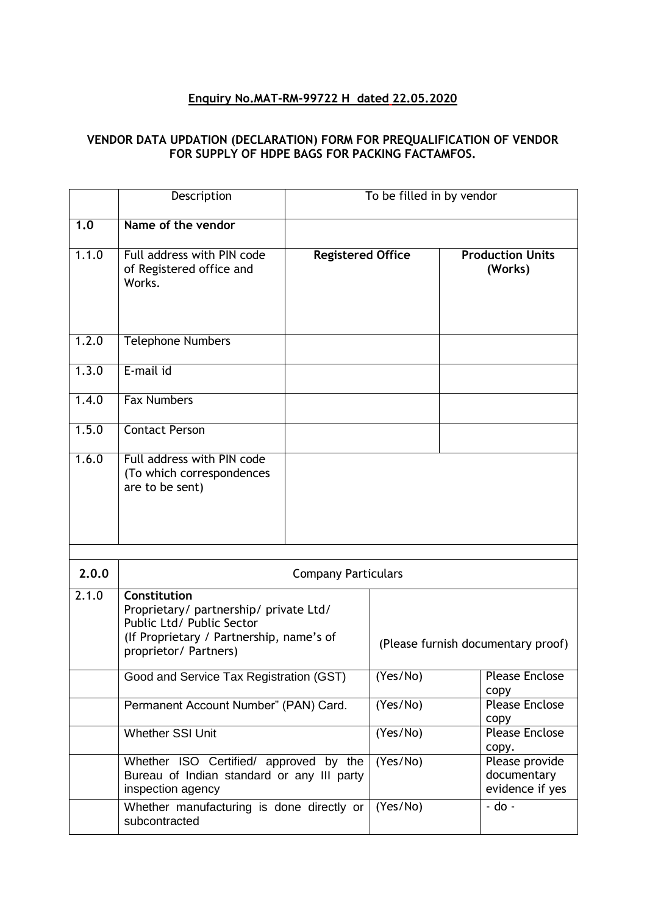**Enquiry No.MAT-RM-99722 H dated 22.05.2020**

**VENDOR DATA UPDATION (DECLARATION) FORM FOR PREQUALIFICATION OF VENDOR FOR SUPPLY OF HDPE BAGS FOR PACKING FACTAMFOS.**

| | Description | To be filled in by vendor | |
|---|---|---|---|
| **1.0** | **Name of the vendor** | | |
| 1.1.0 | Full address with PIN code of Registered office and Works. | **Registered Office** | **Production Units (Works)** |
| 1.2.0 | Telephone Numbers | | |
| 1.3.0 | E-mail id | | |
| 1.4.0 | Fax Numbers | | |
| 1.5.0 | Contact Person | | |
| 1.6.0 | Full address with PIN code (To which correspondences are to be sent) | | |

| | | | |
|---|---|---|---|
| **2.0.0** | Company Particulars | | |
| 2.1.0 | **Constitution**<br>Proprietary/ partnership/ private Ltd/ Public Ltd/ Public Sector<br>(If Proprietary / Partnership, name's of proprietor/ Partners) | (Please furnish documentary proof) | |
| | Good and Service Tax Registration (GST) | (Yes/No) | Please Enclose copy |
| | Permanent Account Number" (PAN) Card. | (Yes/No) | Please Enclose copy |
| | Whether SSI Unit | (Yes/No) | Please Enclose copy. |
| | Whether ISO Certified/ approved by the Bureau of Indian standard or any III party inspection agency | (Yes/No) | Please provide documentary evidence if yes |
| | Whether manufacturing is done directly or subcontracted | (Yes/No) | - do - |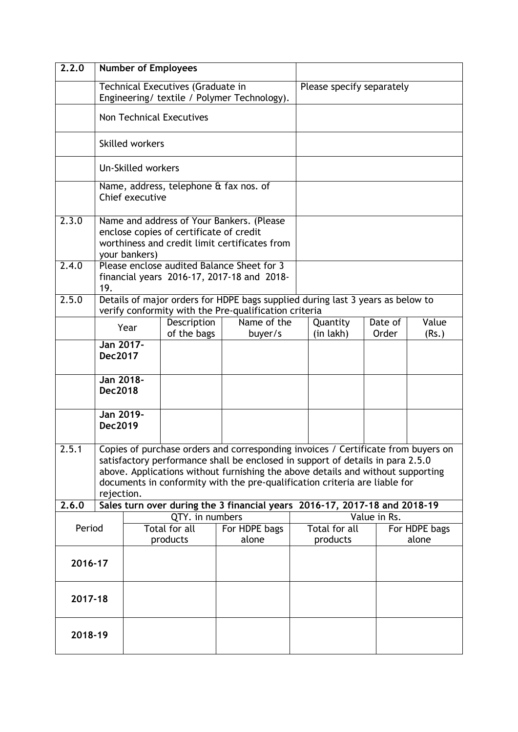| 2.2.0 | **Number of Employees** | |
|---|---|---|
| | Technical Executives (Graduate in Engineering/ textile / Polymer Technology). | Please specify separately |
| | Non Technical Executives | |
| | Skilled workers | |
| | Un-Skilled workers | |
| | Name, address, telephone & fax nos. of Chief executive | |
| 2.3.0 | Name and address of Your Bankers. (Please enclose copies of certificate of credit worthiness and credit limit certificates from your bankers) | |
| 2.4.0 | Please enclose audited Balance Sheet for 3 financial years 2016-17, 2017-18 and 2018-19. | |

**2.5.0** Details of major orders for HDPE bags supplied during last 3 years as below to verify conformity with the Pre-qualification criteria

| Year | Description of the bags | Name of the buyer/s | Quantity (in lakh) | Date of Order | Value (Rs.) |
|---|---|---|---|---|---|
| **Jan 2017-Dec2017** | | | | | |
| **Jan 2018-Dec2018** | | | | | |
| **Jan 2019-Dec2019** | | | | | |

**2.5.1** Copies of purchase orders and corresponding invoices / Certificate from buyers on satisfactory performance shall be enclosed in support of details in para 2.5.0 above. Applications without furnishing the above details and without supporting documents in conformity with the pre-qualification criteria are liable for rejection.

**2.6.0 Sales turn over during the 3 financial years 2016-17, 2017-18 and 2018-19**

| Period | QTY. in numbers | | Value in Rs. | |
|---|---|---|---|---|
| | Total for all products | For HDPE bags alone | Total for all products | For HDPE bags alone |
| **2016-17** | | | | |
| **2017-18** | | | | |
| **2018-19** | | | | |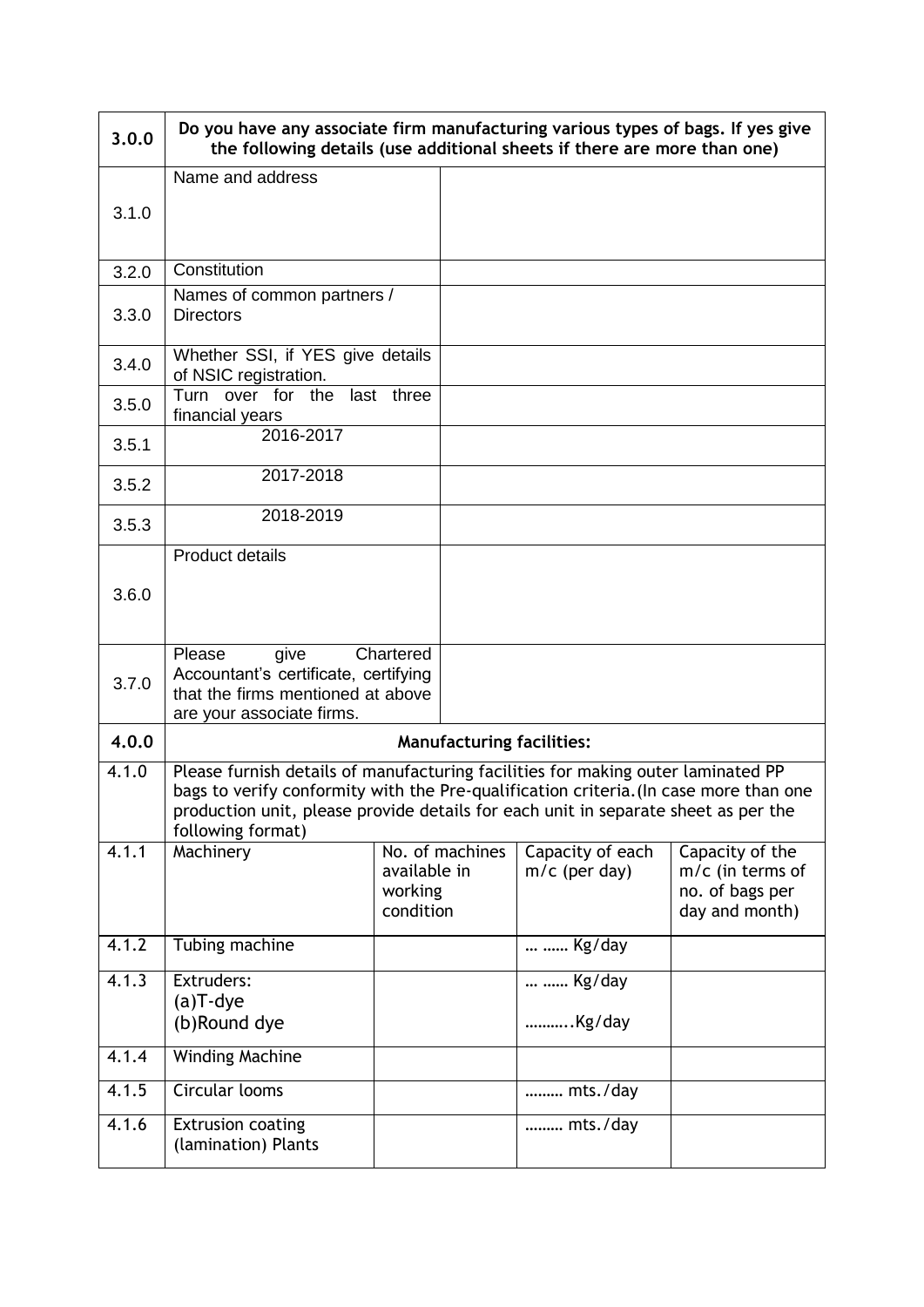| 3.0.0 | **Do you have any associate firm manufacturing various types of bags. If yes give the following details (use additional sheets if there are more than one)** | | | |
|---|---|---|---|---|
| 3.1.0 | Name and address | | | |
| 3.2.0 | Constitution | | | |
| 3.3.0 | Names of common partners / Directors | | | |
| 3.4.0 | Whether SSI, if YES give details of NSIC registration. | | | |
| 3.5.0 | Turn over for the last three financial years | | | |
| 3.5.1 | 2016-2017 | | | |
| 3.5.2 | 2017-2018 | | | |
| 3.5.3 | 2018-2019 | | | |
| 3.6.0 | Product details | | | |
| 3.7.0 | Please give Chartered Accountant's certificate, certifying that the firms mentioned at above are your associate firms. | | | |
| **4.0.0** | **Manufacturing facilities:** | | | |
| 4.1.0 | Please furnish details of manufacturing facilities for making outer laminated PP bags to verify conformity with the Pre-qualification criteria.(In case more than one production unit, please provide details for each unit in separate sheet as per the following format) | | | |
| 4.1.1 | Machinery | No. of machines available in working condition | Capacity of each m/c (per day) | Capacity of the m/c (in terms of no. of bags per day and month) |
| 4.1.2 | Tubing machine | | … …… Kg/day | |
| 4.1.3 | Extruders:<br>(a)T-dye<br>(b)Round dye | | … …… Kg/day<br>………..Kg/day | |
| 4.1.4 | Winding Machine | | | |
| 4.1.5 | Circular looms | | ……… mts./day | |
| 4.1.6 | Extrusion coating (lamination) Plants | | ……… mts./day | |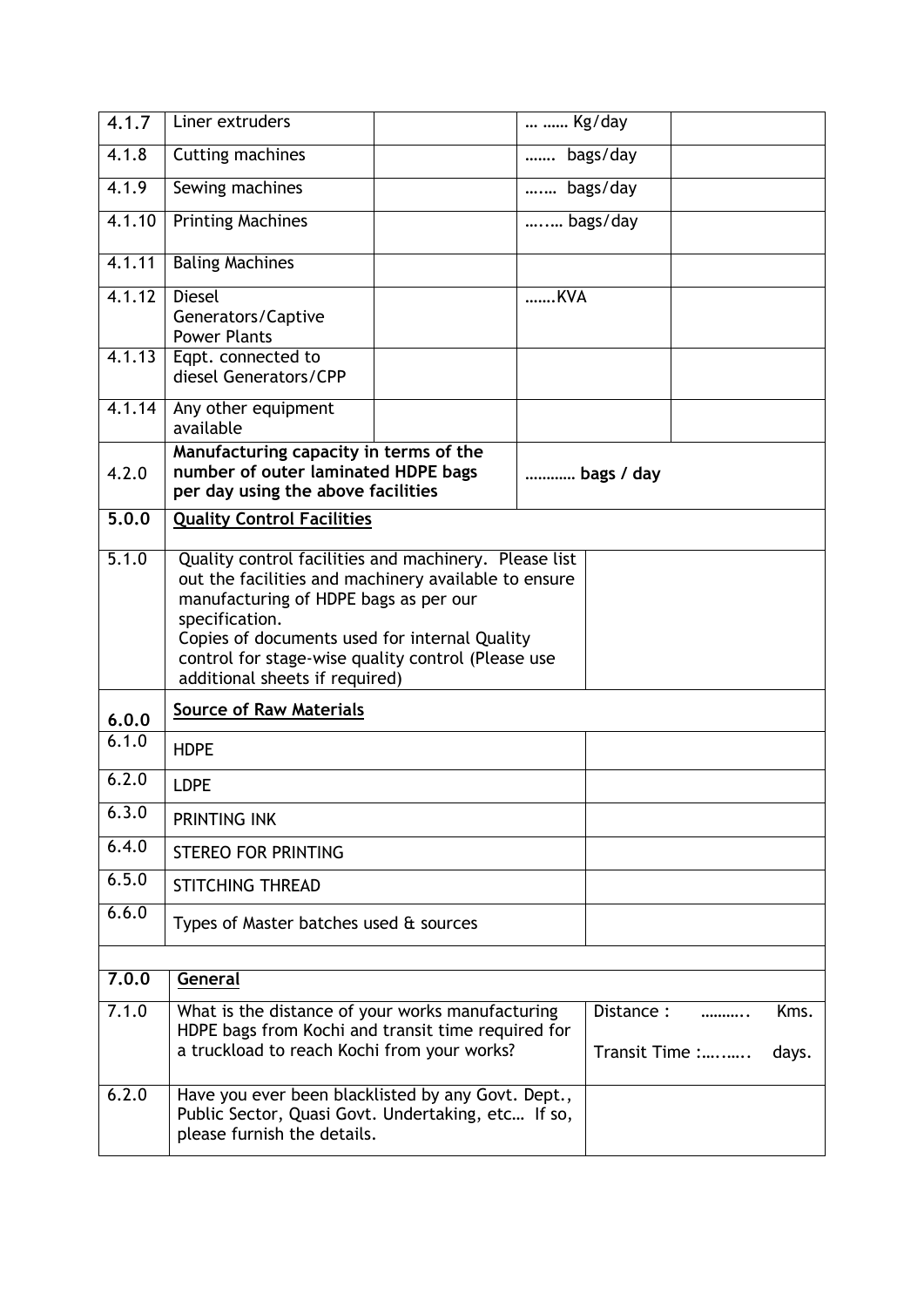| | | | | |
|---|---|---|---|---|
| 4.1.7 | Liner extruders | | … …… Kg/day | |
| 4.1.8 | Cutting machines | | ……. bags/day | |
| 4.1.9 | Sewing machines | | …..… bags/day | |
| 4.1.10 | Printing Machines | | …..… bags/day | |
| 4.1.11 | Baling Machines | | | |
| 4.1.12 | Diesel Generators/Captive Power Plants | | …….KVA | |
| 4.1.13 | Eqpt. connected to diesel Generators/CPP | | | |
| 4.1.14 | Any other equipment available | | | |
| 4.2.0 | **Manufacturing capacity in terms of the number of outer laminated HDPE bags per day using the above facilities** | | **………… bags / day** | |
| **5.0.0** | **<u>Quality Control Facilities</u>** | | | |
| 5.1.0 | Quality control facilities and machinery. Please list out the facilities and machinery available to ensure manufacturing of HDPE bags as per our specification.<br>Copies of documents used for internal Quality control for stage-wise quality control (Please use additional sheets if required) | | | |
| **6.0.0** | **<u>Source of Raw Materials</u>** | | | |
| 6.1.0 | HDPE | | | |
| 6.2.0 | LDPE | | | |
| 6.3.0 | PRINTING INK | | | |
| 6.4.0 | STEREO FOR PRINTING | | | |
| 6.5.0 | STITCHING THREAD | | | |
| 6.6.0 | Types of Master batches used & sources | | | |
| | | | | |
| **7.0.0** | **<u>General</u>** | | | |
| 7.1.0 | What is the distance of your works manufacturing HDPE bags from Kochi and transit time required for a truckload to reach Kochi from your works? | | Distance : ……….. Kms.<br>Transit Time :…..….. days. | |
| 6.2.0 | Have you ever been blacklisted by any Govt. Dept., Public Sector, Quasi Govt. Undertaking, etc… If so, please furnish the details. | | | |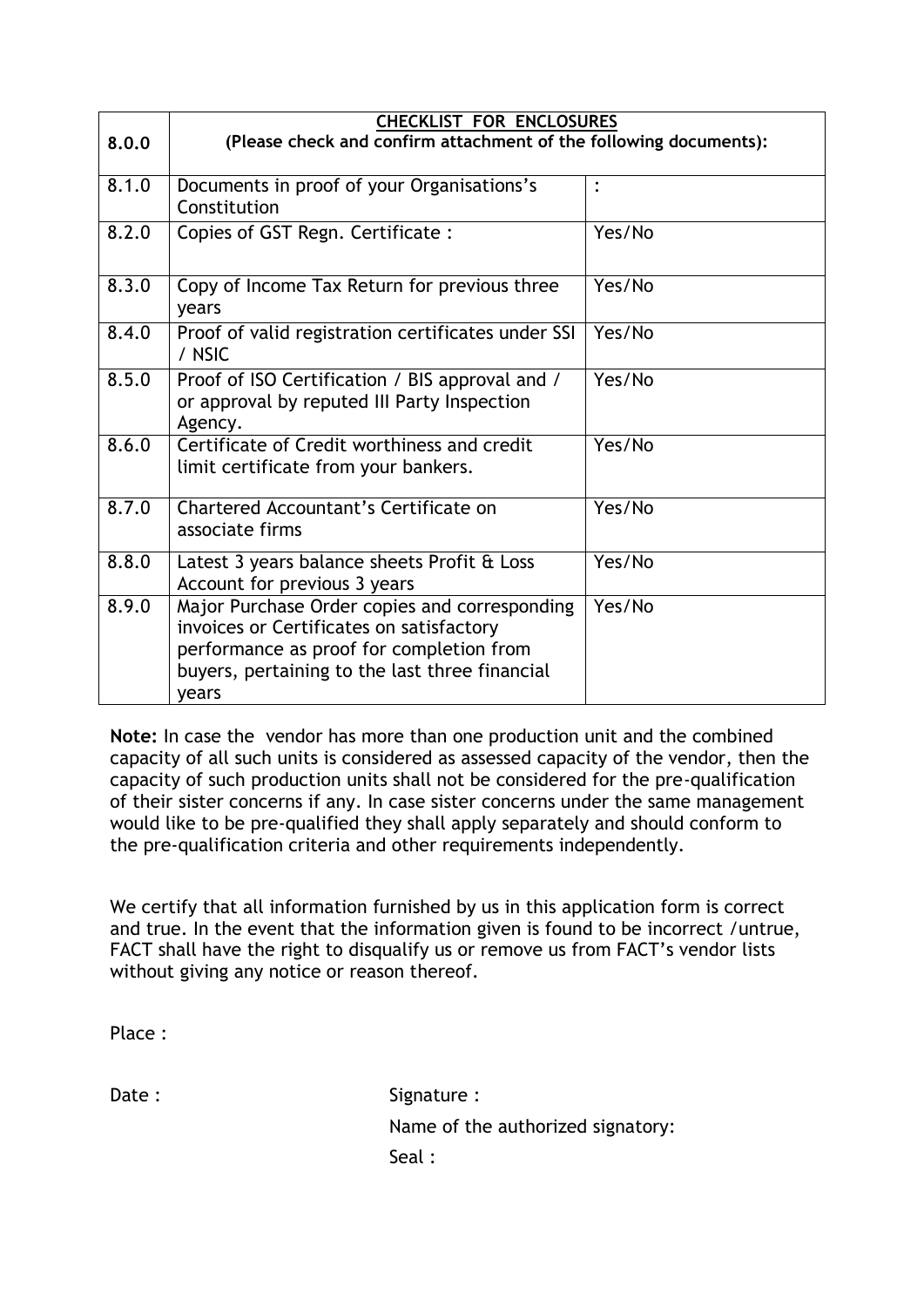| 8.0.0 | **CHECKLIST FOR ENCLOSURES**<br>**(Please check and confirm attachment of the following documents):** | |
|---|---|---|
| 8.1.0 | Documents in proof of your Organisations's Constitution | : |
| 8.2.0 | Copies of GST Regn. Certificate : | Yes/No |
| 8.3.0 | Copy of Income Tax Return for previous three years | Yes/No |
| 8.4.0 | Proof of valid registration certificates under SSI / NSIC | Yes/No |
| 8.5.0 | Proof of ISO Certification / BIS approval and / or approval by reputed III Party Inspection Agency. | Yes/No |
| 8.6.0 | Certificate of Credit worthiness and credit limit certificate from your bankers. | Yes/No |
| 8.7.0 | Chartered Accountant's Certificate on associate firms | Yes/No |
| 8.8.0 | Latest 3 years balance sheets Profit & Loss Account for previous 3 years | Yes/No |
| 8.9.0 | Major Purchase Order copies and corresponding invoices or Certificates on satisfactory performance as proof for completion from buyers, pertaining to the last three financial years | Yes/No |

**Note:** In case the vendor has more than one production unit and the combined capacity of all such units is considered as assessed capacity of the vendor, then the capacity of such production units shall not be considered for the pre-qualification of their sister concerns if any. In case sister concerns under the same management would like to be pre-qualified they shall apply separately and should conform to the pre-qualification criteria and other requirements independently.

We certify that all information furnished by us in this application form is correct and true. In the event that the information given is found to be incorrect /untrue, FACT shall have the right to disqualify us or remove us from FACT's vendor lists without giving any notice or reason thereof.

Place :

Date : Signature :

Name of the authorized signatory:

Seal :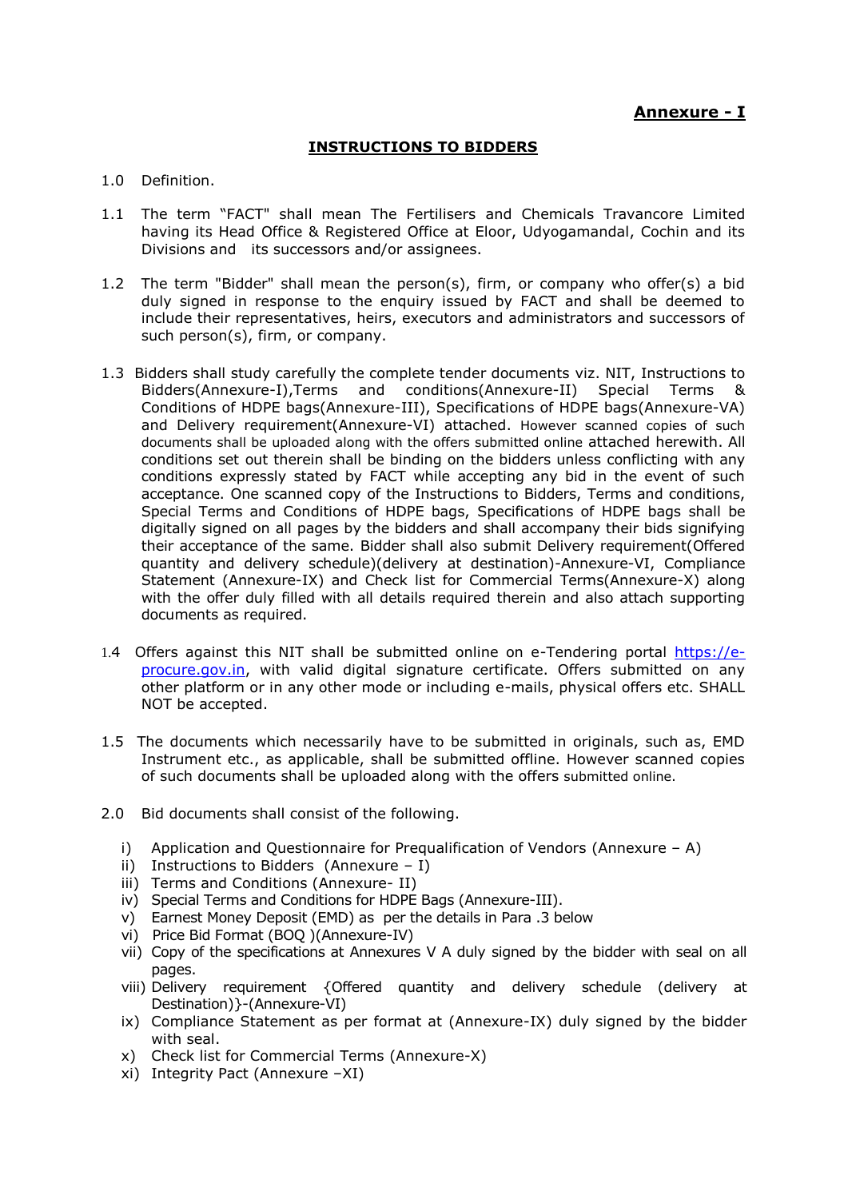**Annexure - I**

**INSTRUCTIONS TO BIDDERS**

1.0 Definition.

1.1 The term "FACT" shall mean The Fertilisers and Chemicals Travancore Limited having its Head Office & Registered Office at Eloor, Udyogamandal, Cochin and its Divisions and its successors and/or assignees.

1.2 The term "Bidder" shall mean the person(s), firm, or company who offer(s) a bid duly signed in response to the enquiry issued by FACT and shall be deemed to include their representatives, heirs, executors and administrators and successors of such person(s), firm, or company.

1.3 Bidders shall study carefully the complete tender documents viz. NIT, Instructions to Bidders(Annexure-I),Terms and conditions(Annexure-II) Special Terms & Conditions of HDPE bags(Annexure-III), Specifications of HDPE bags(Annexure-VA) and Delivery requirement(Annexure-VI) attached. However scanned copies of such documents shall be uploaded along with the offers submitted online attached herewith. All conditions set out therein shall be binding on the bidders unless conflicting with any conditions expressly stated by FACT while accepting any bid in the event of such acceptance. One scanned copy of the Instructions to Bidders, Terms and conditions, Special Terms and Conditions of HDPE bags, Specifications of HDPE bags shall be digitally signed on all pages by the bidders and shall accompany their bids signifying their acceptance of the same. Bidder shall also submit Delivery requirement(Offered quantity and delivery schedule)(delivery at destination)-Annexure-VI, Compliance Statement (Annexure-IX) and Check list for Commercial Terms(Annexure-X) along with the offer duly filled with all details required therein and also attach supporting documents as required.

1.4 Offers against this NIT shall be submitted online on e-Tendering portal https://e-procure.gov.in, with valid digital signature certificate. Offers submitted on any other platform or in any other mode or including e-mails, physical offers etc. SHALL NOT be accepted.

1.5 The documents which necessarily have to be submitted in originals, such as, EMD Instrument etc., as applicable, shall be submitted offline. However scanned copies of such documents shall be uploaded along with the offers submitted online.

2.0 Bid documents shall consist of the following.

i) Application and Questionnaire for Prequalification of Vendors (Annexure – A)
ii) Instructions to Bidders (Annexure – I)
iii) Terms and Conditions (Annexure- II)
iv) Special Terms and Conditions for HDPE Bags (Annexure-III).
v) Earnest Money Deposit (EMD) as per the details in Para .3 below
vi) Price Bid Format (BOQ )(Annexure-IV)
vii) Copy of the specifications at Annexures V A duly signed by the bidder with seal on all pages.
viii) Delivery requirement {Offered quantity and delivery schedule (delivery at Destination)}-(Annexure-VI)
ix) Compliance Statement as per format at (Annexure-IX) duly signed by the bidder with seal.
x) Check list for Commercial Terms (Annexure-X)
xi) Integrity Pact (Annexure –XI)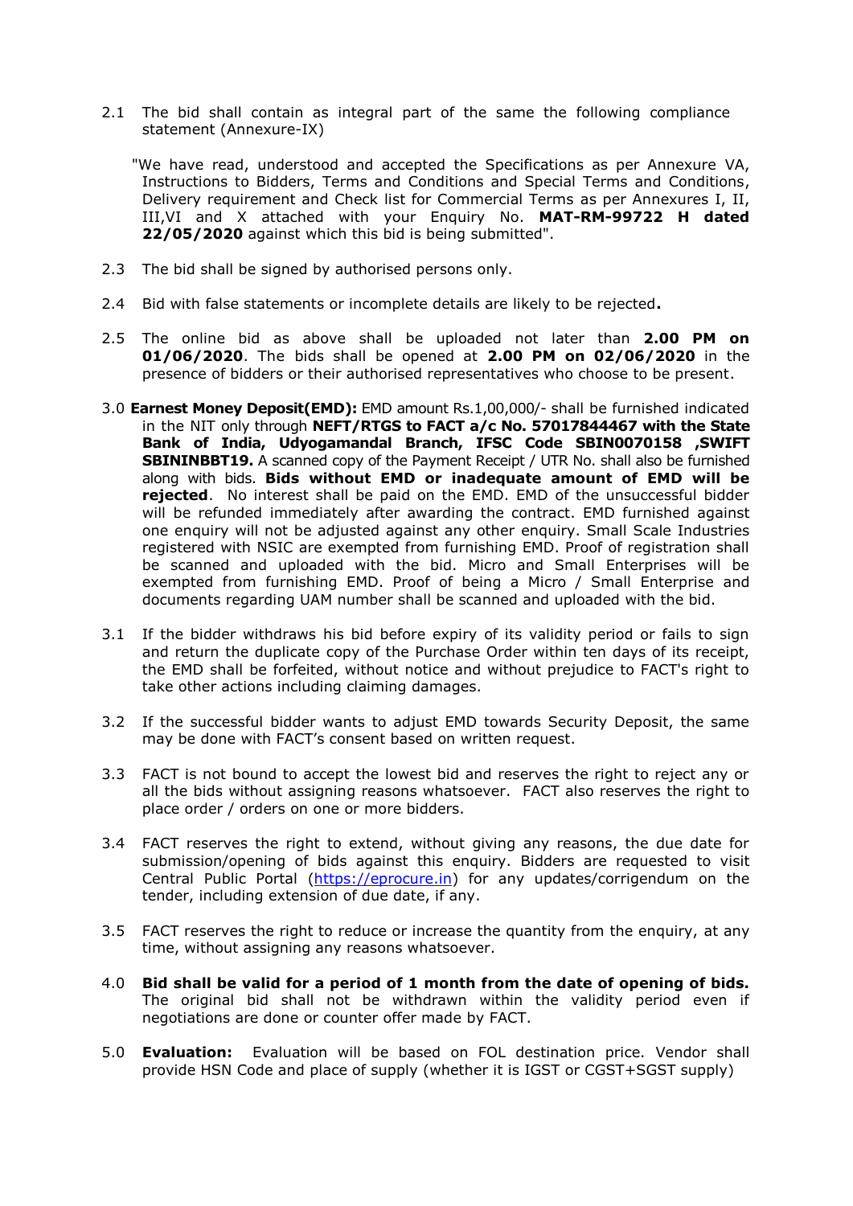2.1 The bid shall contain as integral part of the same the following compliance statement (Annexure-IX)

"We have read, understood and accepted the Specifications as per Annexure VA, Instructions to Bidders, Terms and Conditions and Special Terms and Conditions, Delivery requirement and Check list for Commercial Terms as per Annexures I, II, III,VI and X attached with your Enquiry No. **MAT-RM-99722 H dated 22/05/2020** against which this bid is being submitted".

2.3 The bid shall be signed by authorised persons only.

2.4 Bid with false statements or incomplete details are likely to be rejected**.**

2.5 The online bid as above shall be uploaded not later than **2.00 PM on 01/06/2020**. The bids shall be opened at **2.00 PM on 02/06/2020** in the presence of bidders or their authorised representatives who choose to be present.

3.0 **Earnest Money Deposit(EMD):** EMD amount Rs.1,00,000/- shall be furnished indicated in the NIT only through **NEFT/RTGS to FACT a/c No. 57017844467 with the State Bank of India, Udyogamandal Branch, IFSC Code SBIN0070158 ,SWIFT SBININBBT19.** A scanned copy of the Payment Receipt / UTR No. shall also be furnished along with bids. **Bids without EMD or inadequate amount of EMD will be rejected**. No interest shall be paid on the EMD. EMD of the unsuccessful bidder will be refunded immediately after awarding the contract. EMD furnished against one enquiry will not be adjusted against any other enquiry. Small Scale Industries registered with NSIC are exempted from furnishing EMD. Proof of registration shall be scanned and uploaded with the bid. Micro and Small Enterprises will be exempted from furnishing EMD. Proof of being a Micro / Small Enterprise and documents regarding UAM number shall be scanned and uploaded with the bid.

3.1 If the bidder withdraws his bid before expiry of its validity period or fails to sign and return the duplicate copy of the Purchase Order within ten days of its receipt, the EMD shall be forfeited, without notice and without prejudice to FACT's right to take other actions including claiming damages.

3.2 If the successful bidder wants to adjust EMD towards Security Deposit, the same may be done with FACT's consent based on written request.

3.3 FACT is not bound to accept the lowest bid and reserves the right to reject any or all the bids without assigning reasons whatsoever. FACT also reserves the right to place order / orders on one or more bidders.

3.4 FACT reserves the right to extend, without giving any reasons, the due date for submission/opening of bids against this enquiry. Bidders are requested to visit Central Public Portal (https://eprocure.in) for any updates/corrigendum on the tender, including extension of due date, if any.

3.5 FACT reserves the right to reduce or increase the quantity from the enquiry, at any time, without assigning any reasons whatsoever.

4.0 **Bid shall be valid for a period of 1 month from the date of opening of bids.** The original bid shall not be withdrawn within the validity period even if negotiations are done or counter offer made by FACT.

5.0 **Evaluation:** Evaluation will be based on FOL destination price. Vendor shall provide HSN Code and place of supply (whether it is IGST or CGST+SGST supply)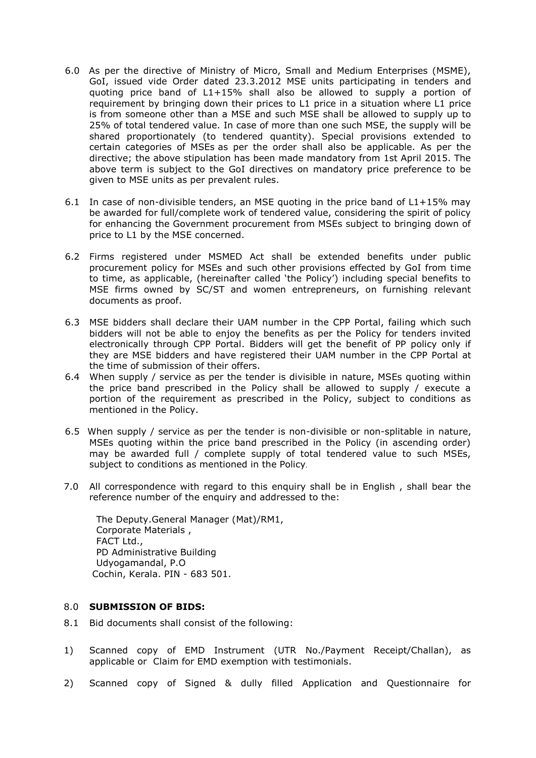6.0 As per the directive of Ministry of Micro, Small and Medium Enterprises (MSME), GoI, issued vide Order dated 23.3.2012 MSE units participating in tenders and quoting price band of L1+15% shall also be allowed to supply a portion of requirement by bringing down their prices to L1 price in a situation where L1 price is from someone other than a MSE and such MSE shall be allowed to supply up to 25% of total tendered value. In case of more than one such MSE, the supply will be shared proportionately (to tendered quantity). Special provisions extended to certain categories of MSEs as per the order shall also be applicable. As per the directive; the above stipulation has been made mandatory from 1st April 2015. The above term is subject to the GoI directives on mandatory price preference to be given to MSE units as per prevalent rules.

6.1 In case of non-divisible tenders, an MSE quoting in the price band of L1+15% may be awarded for full/complete work of tendered value, considering the spirit of policy for enhancing the Government procurement from MSEs subject to bringing down of price to L1 by the MSE concerned.

6.2 Firms registered under MSMED Act shall be extended benefits under public procurement policy for MSEs and such other provisions effected by GoI from time to time, as applicable, (hereinafter called 'the Policy') including special benefits to MSE firms owned by SC/ST and women entrepreneurs, on furnishing relevant documents as proof.

6.3 MSE bidders shall declare their UAM number in the CPP Portal, failing which such bidders will not be able to enjoy the benefits as per the Policy for tenders invited electronically through CPP Portal. Bidders will get the benefit of PP policy only if they are MSE bidders and have registered their UAM number in the CPP Portal at the time of submission of their offers.

6.4 When supply / service as per the tender is divisible in nature, MSEs quoting within the price band prescribed in the Policy shall be allowed to supply / execute a portion of the requirement as prescribed in the Policy, subject to conditions as mentioned in the Policy.

6.5 When supply / service as per the tender is non-divisible or non-splitable in nature, MSEs quoting within the price band prescribed in the Policy (in ascending order) may be awarded full / complete supply of total tendered value to such MSEs, subject to conditions as mentioned in the Policy.

7.0 All correspondence with regard to this enquiry shall be in English , shall bear the reference number of the enquiry and addressed to the:

The Deputy.General Manager (Mat)/RM1,  
Corporate Materials ,  
FACT Ltd.,  
PD Administrative Building  
Udyogamandal, P.O  
Cochin, Kerala. PIN - 683 501.

8.0 **SUBMISSION OF BIDS:**

8.1 Bid documents shall consist of the following:

1) Scanned copy of EMD Instrument (UTR No./Payment Receipt/Challan), as applicable or Claim for EMD exemption with testimonials.

2) Scanned copy of Signed & dully filled Application and Questionnaire for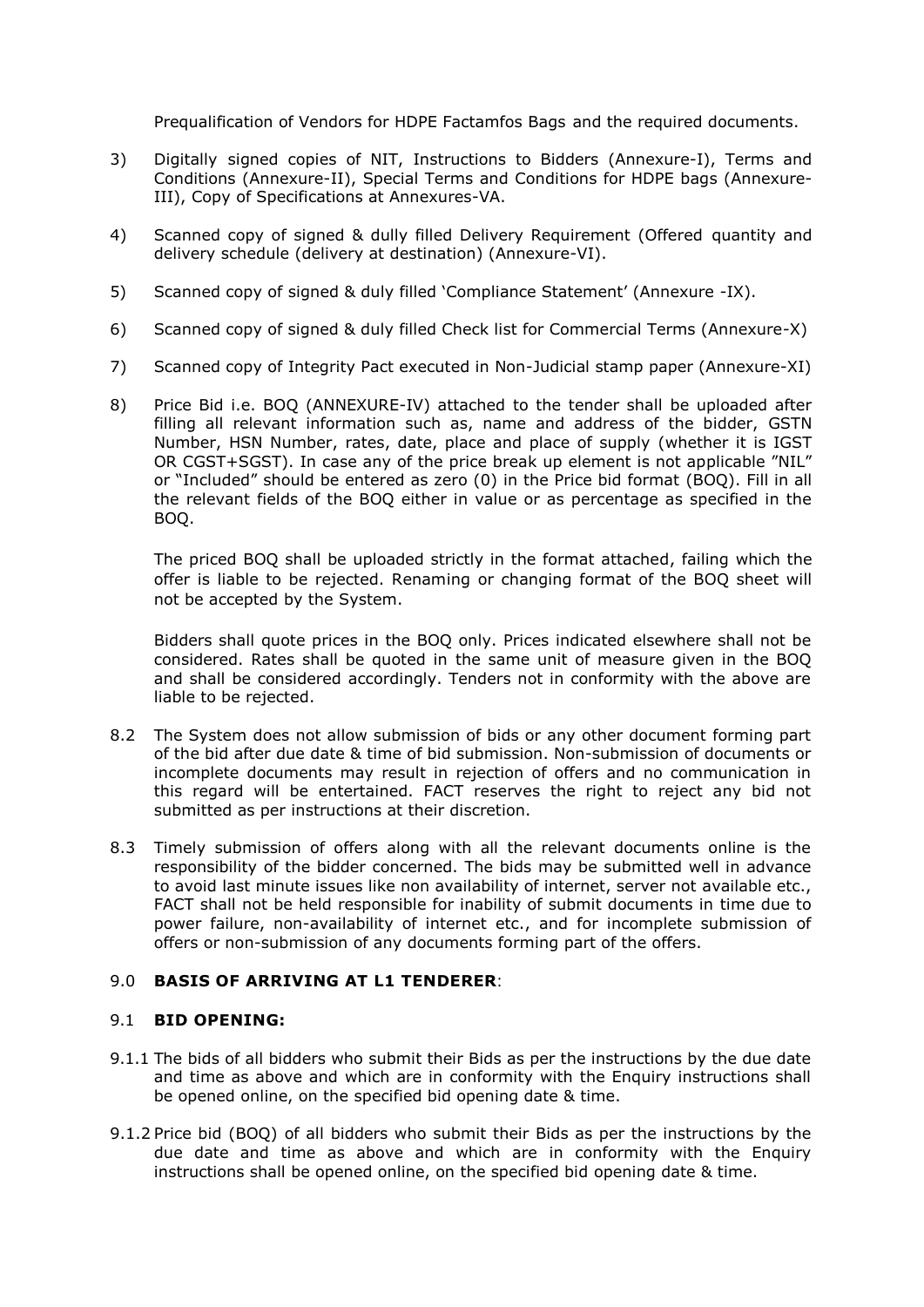Prequalification of Vendors for HDPE Factamfos Bags and the required documents.

3) Digitally signed copies of NIT, Instructions to Bidders (Annexure-I), Terms and Conditions (Annexure-II), Special Terms and Conditions for HDPE bags (Annexure-III), Copy of Specifications at Annexures-VA.

4) Scanned copy of signed & dully filled Delivery Requirement (Offered quantity and delivery schedule (delivery at destination) (Annexure-VI).

5) Scanned copy of signed & duly filled 'Compliance Statement' (Annexure -IX).

6) Scanned copy of signed & duly filled Check list for Commercial Terms (Annexure-X)

7) Scanned copy of Integrity Pact executed in Non-Judicial stamp paper (Annexure-XI)

8) Price Bid i.e. BOQ (ANNEXURE-IV) attached to the tender shall be uploaded after filling all relevant information such as, name and address of the bidder, GSTN Number, HSN Number, rates, date, place and place of supply (whether it is IGST OR CGST+SGST). In case any of the price break up element is not applicable "NIL" or "Included" should be entered as zero (0) in the Price bid format (BOQ). Fill in all the relevant fields of the BOQ either in value or as percentage as specified in the BOQ.

   The priced BOQ shall be uploaded strictly in the format attached, failing which the offer is liable to be rejected. Renaming or changing format of the BOQ sheet will not be accepted by the System.

   Bidders shall quote prices in the BOQ only. Prices indicated elsewhere shall not be considered. Rates shall be quoted in the same unit of measure given in the BOQ and shall be considered accordingly. Tenders not in conformity with the above are liable to be rejected.

8.2 The System does not allow submission of bids or any other document forming part of the bid after due date & time of bid submission. Non-submission of documents or incomplete documents may result in rejection of offers and no communication in this regard will be entertained. FACT reserves the right to reject any bid not submitted as per instructions at their discretion.

8.3 Timely submission of offers along with all the relevant documents online is the responsibility of the bidder concerned. The bids may be submitted well in advance to avoid last minute issues like non availability of internet, server not available etc., FACT shall not be held responsible for inability of submit documents in time due to power failure, non-availability of internet etc., and for incomplete submission of offers or non-submission of any documents forming part of the offers.

9.0 **BASIS OF ARRIVING AT L1 TENDERER**:

9.1 **BID OPENING:**

9.1.1 The bids of all bidders who submit their Bids as per the instructions by the due date and time as above and which are in conformity with the Enquiry instructions shall be opened online, on the specified bid opening date & time.

9.1.2 Price bid (BOQ) of all bidders who submit their Bids as per the instructions by the due date and time as above and which are in conformity with the Enquiry instructions shall be opened online, on the specified bid opening date & time.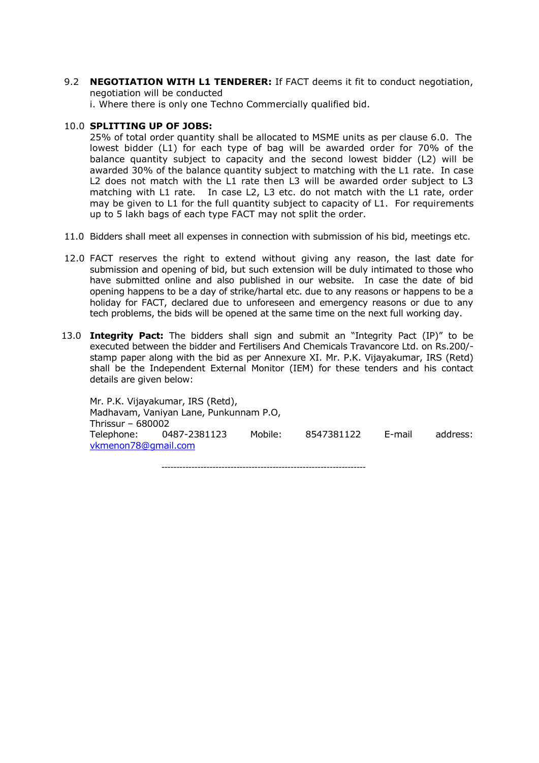9.2 **NEGOTIATION WITH L1 TENDERER:** If FACT deems it fit to conduct negotiation, negotiation will be conducted
i. Where there is only one Techno Commercially qualified bid.

10.0 **SPLITTING UP OF JOBS:**
25% of total order quantity shall be allocated to MSME units as per clause 6.0. The lowest bidder (L1) for each type of bag will be awarded order for 70% of the balance quantity subject to capacity and the second lowest bidder (L2) will be awarded 30% of the balance quantity subject to matching with the L1 rate. In case L2 does not match with the L1 rate then L3 will be awarded order subject to L3 matching with L1 rate. In case L2, L3 etc. do not match with the L1 rate, order may be given to L1 for the full quantity subject to capacity of L1. For requirements up to 5 lakh bags of each type FACT may not split the order.

11.0 Bidders shall meet all expenses in connection with submission of his bid, meetings etc.

12.0 FACT reserves the right to extend without giving any reason, the last date for submission and opening of bid, but such extension will be duly intimated to those who have submitted online and also published in our website. In case the date of bid opening happens to be a day of strike/hartal etc. due to any reasons or happens to be a holiday for FACT, declared due to unforeseen and emergency reasons or due to any tech problems, the bids will be opened at the same time on the next full working day.

13.0 **Integrity Pact:** The bidders shall sign and submit an "Integrity Pact (IP)" to be executed between the bidder and Fertilisers And Chemicals Travancore Ltd. on Rs.200/- stamp paper along with the bid as per Annexure XI. Mr. P.K. Vijayakumar, IRS (Retd) shall be the Independent External Monitor (IEM) for these tenders and his contact details are given below:

Mr. P.K. Vijayakumar, IRS (Retd),
Madhavam, Vaniyan Lane, Punkunnam P.O,
Thrissur – 680002
Telephone: 0487-2381123 Mobile: 8547381122 E-mail address: vkmenon78@gmail.com

---------------------------------------------------------------------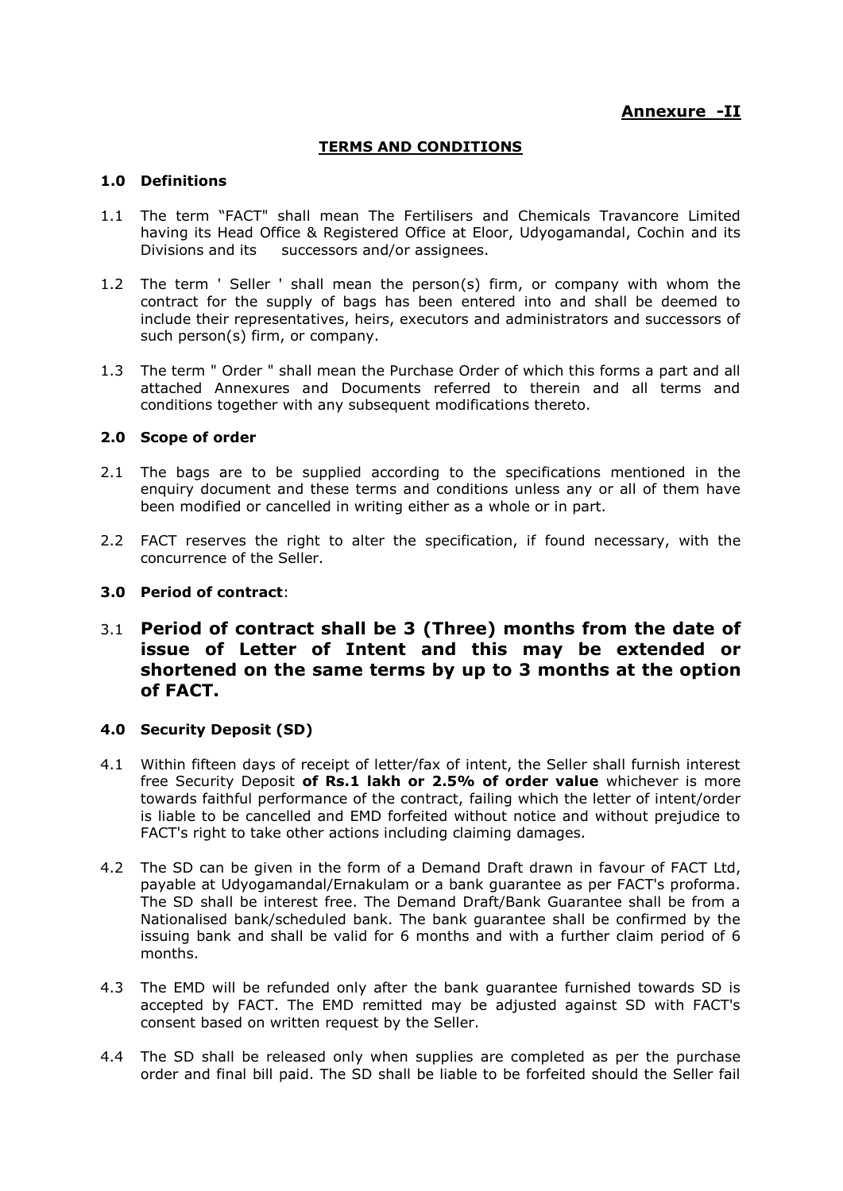**Annexure -II**

## TERMS AND CONDITIONS

### 1.0 Definitions

1.1 The term "FACT" shall mean The Fertilisers and Chemicals Travancore Limited having its Head Office & Registered Office at Eloor, Udyogamandal, Cochin and its Divisions and its successors and/or assignees.

1.2 The term ' Seller ' shall mean the person(s) firm, or company with whom the contract for the supply of bags has been entered into and shall be deemed to include their representatives, heirs, executors and administrators and successors of such person(s) firm, or company.

1.3 The term " Order " shall mean the Purchase Order of which this forms a part and all attached Annexures and Documents referred to therein and all terms and conditions together with any subsequent modifications thereto.

### 2.0 Scope of order

2.1 The bags are to be supplied according to the specifications mentioned in the enquiry document and these terms and conditions unless any or all of them have been modified or cancelled in writing either as a whole or in part.

2.2 FACT reserves the right to alter the specification, if found necessary, with the concurrence of the Seller.

### 3.0 Period of contract:

3.1 **Period of contract shall be 3 (Three) months from the date of issue of Letter of Intent and this may be extended or shortened on the same terms by up to 3 months at the option of FACT.**

### 4.0 Security Deposit (SD)

4.1 Within fifteen days of receipt of letter/fax of intent, the Seller shall furnish interest free Security Deposit **of Rs.1 lakh or 2.5% of order value** whichever is more towards faithful performance of the contract, failing which the letter of intent/order is liable to be cancelled and EMD forfeited without notice and without prejudice to FACT's right to take other actions including claiming damages.

4.2 The SD can be given in the form of a Demand Draft drawn in favour of FACT Ltd, payable at Udyogamandal/Ernakulam or a bank guarantee as per FACT's proforma. The SD shall be interest free. The Demand Draft/Bank Guarantee shall be from a Nationalised bank/scheduled bank. The bank guarantee shall be confirmed by the issuing bank and shall be valid for 6 months and with a further claim period of 6 months.

4.3 The EMD will be refunded only after the bank guarantee furnished towards SD is accepted by FACT. The EMD remitted may be adjusted against SD with FACT's consent based on written request by the Seller.

4.4 The SD shall be released only when supplies are completed as per the purchase order and final bill paid. The SD shall be liable to be forfeited should the Seller fail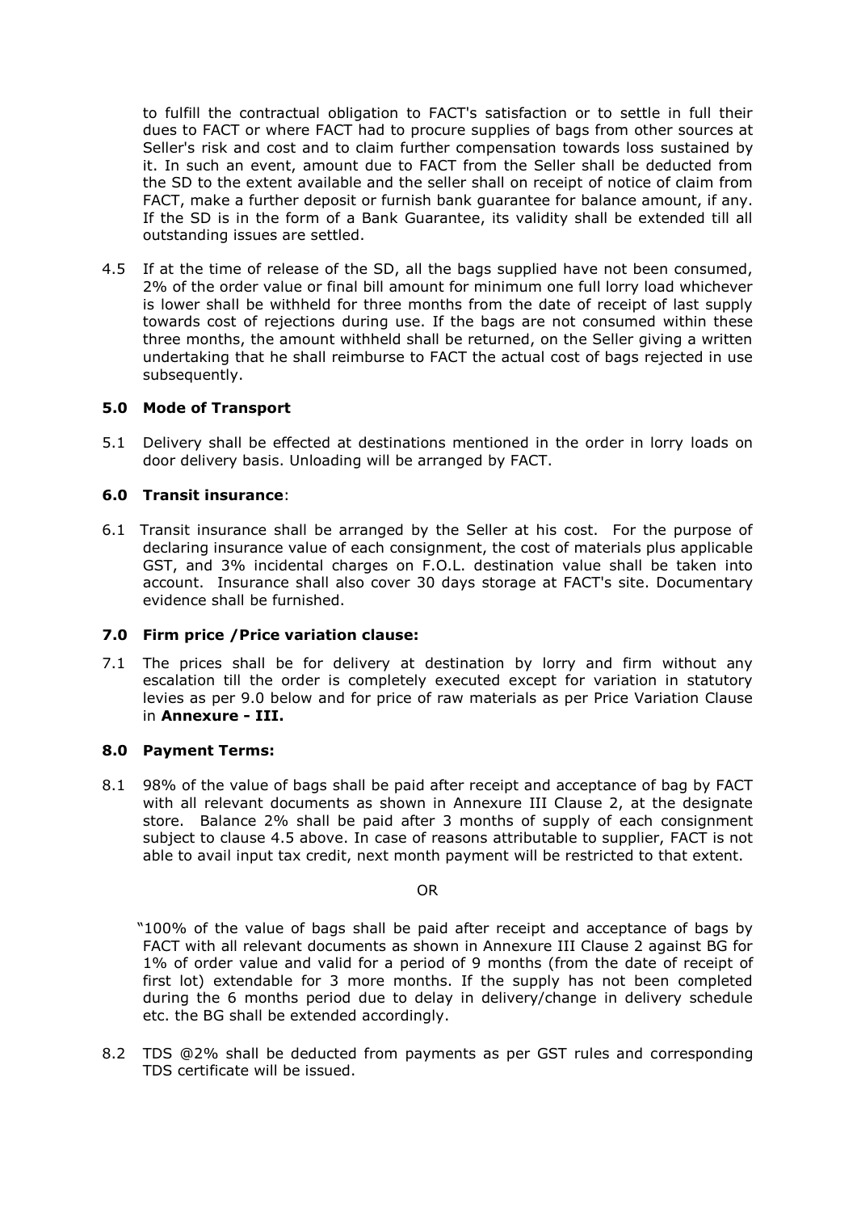to fulfill the contractual obligation to FACT's satisfaction or to settle in full their dues to FACT or where FACT had to procure supplies of bags from other sources at Seller's risk and cost and to claim further compensation towards loss sustained by it. In such an event, amount due to FACT from the Seller shall be deducted from the SD to the extent available and the seller shall on receipt of notice of claim from FACT, make a further deposit or furnish bank guarantee for balance amount, if any. If the SD is in the form of a Bank Guarantee, its validity shall be extended till all outstanding issues are settled.

4.5 If at the time of release of the SD, all the bags supplied have not been consumed, 2% of the order value or final bill amount for minimum one full lorry load whichever is lower shall be withheld for three months from the date of receipt of last supply towards cost of rejections during use. If the bags are not consumed within these three months, the amount withheld shall be returned, on the Seller giving a written undertaking that he shall reimburse to FACT the actual cost of bags rejected in use subsequently.

### 5.0 Mode of Transport

5.1 Delivery shall be effected at destinations mentioned in the order in lorry loads on door delivery basis. Unloading will be arranged by FACT.

### 6.0 Transit insurance:

6.1 Transit insurance shall be arranged by the Seller at his cost. For the purpose of declaring insurance value of each consignment, the cost of materials plus applicable GST, and 3% incidental charges on F.O.L. destination value shall be taken into account. Insurance shall also cover 30 days storage at FACT's site. Documentary evidence shall be furnished.

### 7.0 Firm price /Price variation clause:

7.1 The prices shall be for delivery at destination by lorry and firm without any escalation till the order is completely executed except for variation in statutory levies as per 9.0 below and for price of raw materials as per Price Variation Clause in **Annexure - III.**

### 8.0 Payment Terms:

8.1 98% of the value of bags shall be paid after receipt and acceptance of bag by FACT with all relevant documents as shown in Annexure III Clause 2, at the designate store. Balance 2% shall be paid after 3 months of supply of each consignment subject to clause 4.5 above. In case of reasons attributable to supplier, FACT is not able to avail input tax credit, next month payment will be restricted to that extent.

OR

"100% of the value of bags shall be paid after receipt and acceptance of bags by FACT with all relevant documents as shown in Annexure III Clause 2 against BG for 1% of order value and valid for a period of 9 months (from the date of receipt of first lot) extendable for 3 more months. If the supply has not been completed during the 6 months period due to delay in delivery/change in delivery schedule etc. the BG shall be extended accordingly.

8.2 TDS @2% shall be deducted from payments as per GST rules and corresponding TDS certificate will be issued.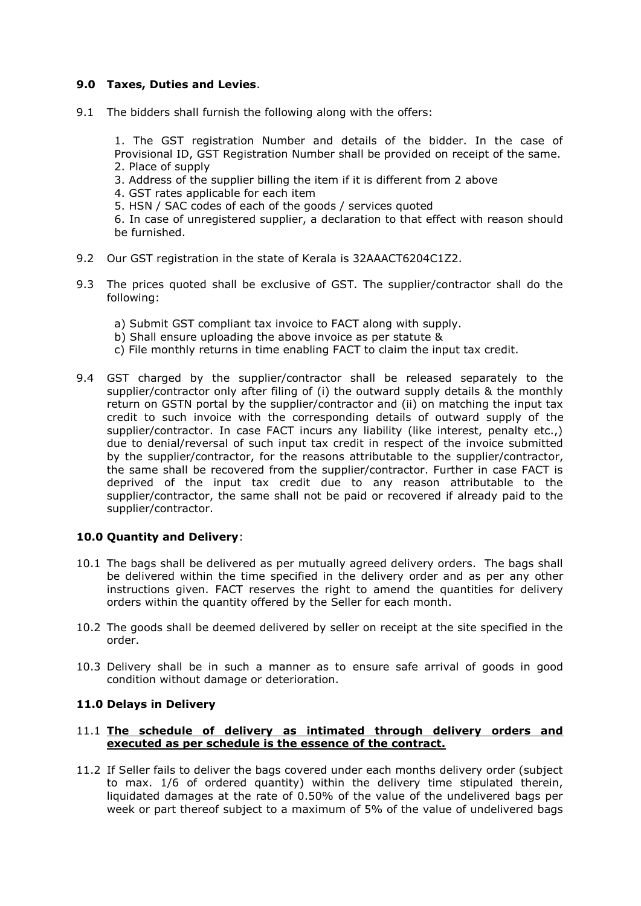### 9.0 Taxes, Duties and Levies.

9.1 The bidders shall furnish the following along with the offers:

1. The GST registration Number and details of the bidder. In the case of Provisional ID, GST Registration Number shall be provided on receipt of the same.
2. Place of supply
3. Address of the supplier billing the item if it is different from 2 above
4. GST rates applicable for each item
5. HSN / SAC codes of each of the goods / services quoted
6. In case of unregistered supplier, a declaration to that effect with reason should be furnished.

9.2 Our GST registration in the state of Kerala is 32AAACT6204C1Z2.

9.3 The prices quoted shall be exclusive of GST. The supplier/contractor shall do the following:

a) Submit GST compliant tax invoice to FACT along with supply.
b) Shall ensure uploading the above invoice as per statute &
c) File monthly returns in time enabling FACT to claim the input tax credit.

9.4 GST charged by the supplier/contractor shall be released separately to the supplier/contractor only after filing of (i) the outward supply details & the monthly return on GSTN portal by the supplier/contractor and (ii) on matching the input tax credit to such invoice with the corresponding details of outward supply of the supplier/contractor. In case FACT incurs any liability (like interest, penalty etc.,) due to denial/reversal of such input tax credit in respect of the invoice submitted by the supplier/contractor, for the reasons attributable to the supplier/contractor, the same shall be recovered from the supplier/contractor. Further in case FACT is deprived of the input tax credit due to any reason attributable to the supplier/contractor, the same shall not be paid or recovered if already paid to the supplier/contractor.

### 10.0 Quantity and Delivery:

10.1 The bags shall be delivered as per mutually agreed delivery orders. The bags shall be delivered within the time specified in the delivery order and as per any other instructions given. FACT reserves the right to amend the quantities for delivery orders within the quantity offered by the Seller for each month.

10.2 The goods shall be deemed delivered by seller on receipt at the site specified in the order.

10.3 Delivery shall be in such a manner as to ensure safe arrival of goods in good condition without damage or deterioration.

### 11.0 Delays in Delivery

11.1 **The schedule of delivery as intimated through delivery orders and executed as per schedule is the essence of the contract.**

11.2 If Seller fails to deliver the bags covered under each months delivery order (subject to max. 1/6 of ordered quantity) within the delivery time stipulated therein, liquidated damages at the rate of 0.50% of the value of the undelivered bags per week or part thereof subject to a maximum of 5% of the value of undelivered bags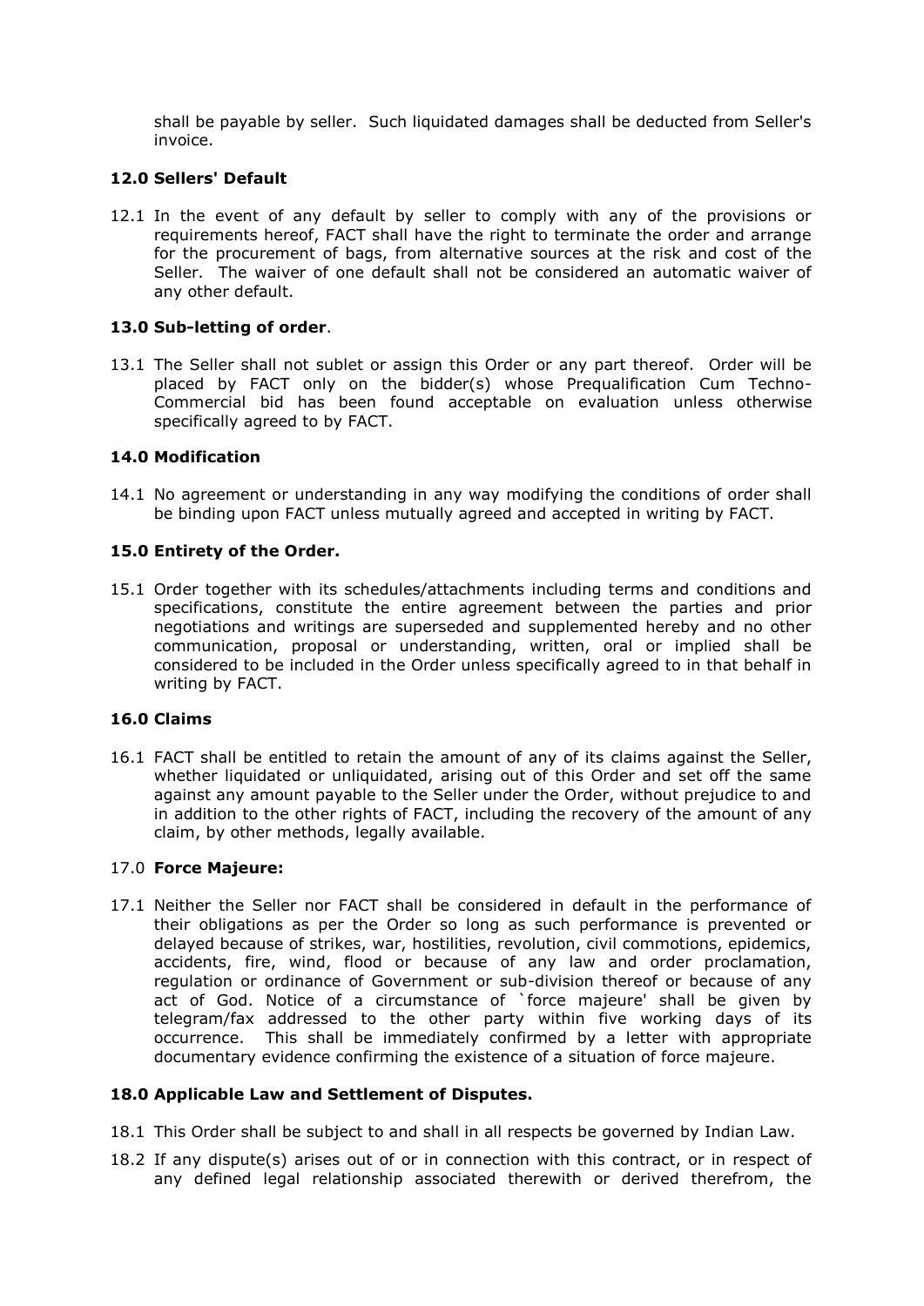shall be payable by seller. Such liquidated damages shall be deducted from Seller's invoice.

### 12.0 Sellers' Default

12.1 In the event of any default by seller to comply with any of the provisions or requirements hereof, FACT shall have the right to terminate the order and arrange for the procurement of bags, from alternative sources at the risk and cost of the Seller. The waiver of one default shall not be considered an automatic waiver of any other default.

### 13.0 Sub-letting of order.

13.1 The Seller shall not sublet or assign this Order or any part thereof. Order will be placed by FACT only on the bidder(s) whose Prequalification Cum Techno-Commercial bid has been found acceptable on evaluation unless otherwise specifically agreed to by FACT.

### 14.0 Modification

14.1 No agreement or understanding in any way modifying the conditions of order shall be binding upon FACT unless mutually agreed and accepted in writing by FACT.

### 15.0 Entirety of the Order.

15.1 Order together with its schedules/attachments including terms and conditions and specifications, constitute the entire agreement between the parties and prior negotiations and writings are superseded and supplemented hereby and no other communication, proposal or understanding, written, oral or implied shall be considered to be included in the Order unless specifically agreed to in that behalf in writing by FACT.

### 16.0 Claims

16.1 FACT shall be entitled to retain the amount of any of its claims against the Seller, whether liquidated or unliquidated, arising out of this Order and set off the same against any amount payable to the Seller under the Order, without prejudice to and in addition to the other rights of FACT, including the recovery of the amount of any claim, by other methods, legally available.

### 17.0 Force Majeure:

17.1 Neither the Seller nor FACT shall be considered in default in the performance of their obligations as per the Order so long as such performance is prevented or delayed because of strikes, war, hostilities, revolution, civil commotions, epidemics, accidents, fire, wind, flood or because of any law and order proclamation, regulation or ordinance of Government or sub-division thereof or because of any act of God. Notice of a circumstance of `force majeure' shall be given by telegram/fax addressed to the other party within five working days of its occurrence. This shall be immediately confirmed by a letter with appropriate documentary evidence confirming the existence of a situation of force majeure.

### 18.0 Applicable Law and Settlement of Disputes.

18.1 This Order shall be subject to and shall in all respects be governed by Indian Law.

18.2 If any dispute(s) arises out of or in connection with this contract, or in respect of any defined legal relationship associated therewith or derived therefrom, the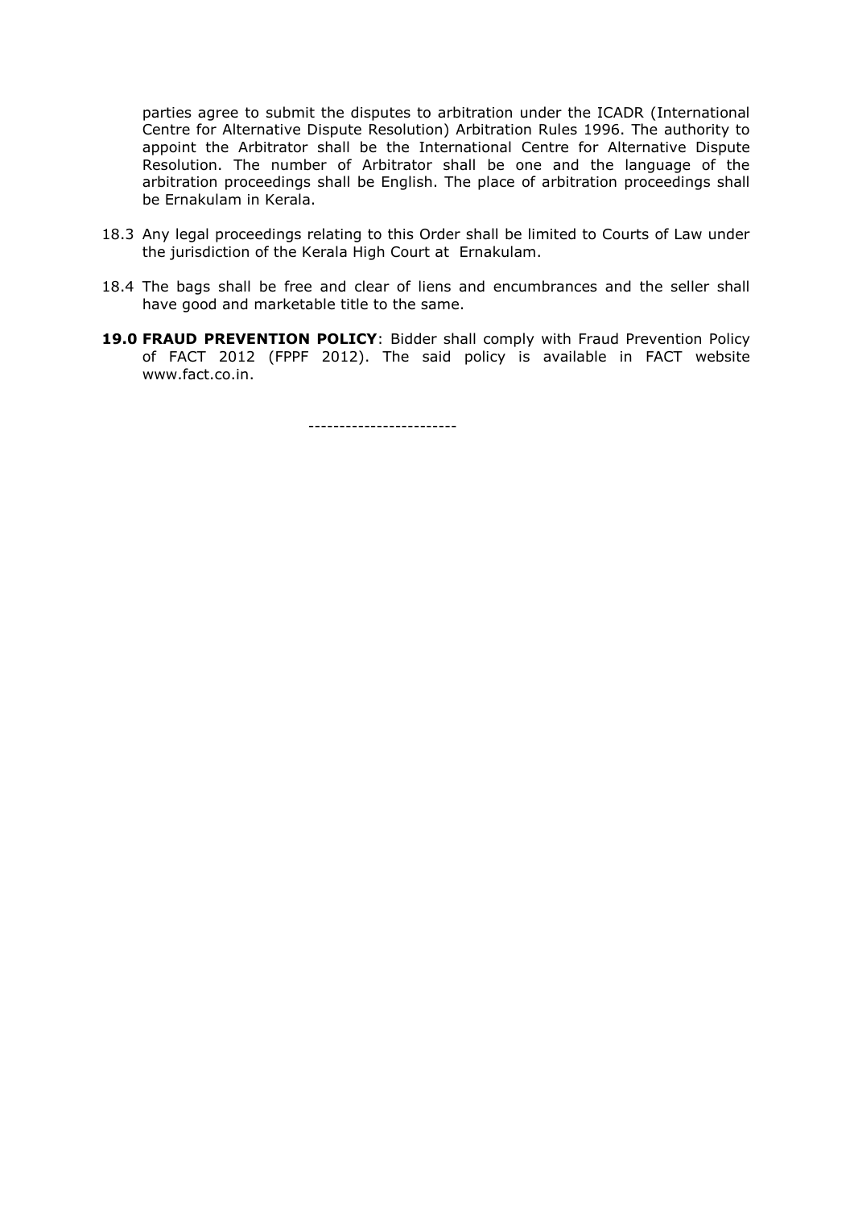parties agree to submit the disputes to arbitration under the ICADR (International Centre for Alternative Dispute Resolution) Arbitration Rules 1996. The authority to appoint the Arbitrator shall be the International Centre for Alternative Dispute Resolution. The number of Arbitrator shall be one and the language of the arbitration proceedings shall be English. The place of arbitration proceedings shall be Ernakulam in Kerala.

18.3 Any legal proceedings relating to this Order shall be limited to Courts of Law under the jurisdiction of the Kerala High Court at Ernakulam.

18.4 The bags shall be free and clear of liens and encumbrances and the seller shall have good and marketable title to the same.

**19.0 FRAUD PREVENTION POLICY**: Bidder shall comply with Fraud Prevention Policy of FACT 2012 (FPPF 2012). The said policy is available in FACT website www.fact.co.in.

------------------------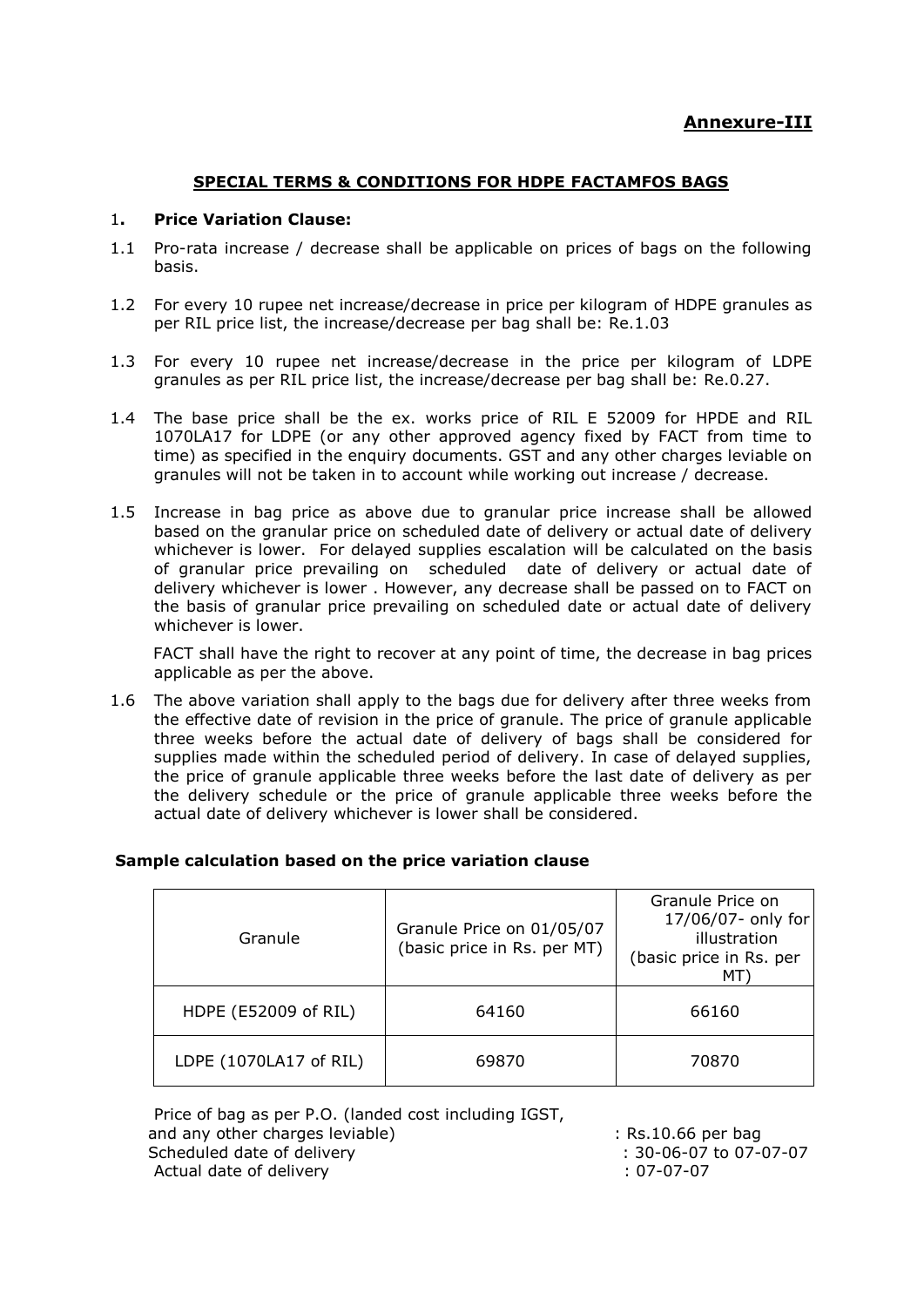**Annexure-III**

## SPECIAL TERMS & CONDITIONS FOR HDPE FACTAMFOS BAGS

1. **Price Variation Clause:**

1.1 Pro-rata increase / decrease shall be applicable on prices of bags on the following basis.

1.2 For every 10 rupee net increase/decrease in price per kilogram of HDPE granules as per RIL price list, the increase/decrease per bag shall be: Re.1.03

1.3 For every 10 rupee net increase/decrease in the price per kilogram of LDPE granules as per RIL price list, the increase/decrease per bag shall be: Re.0.27.

1.4 The base price shall be the ex. works price of RIL E 52009 for HPDE and RIL 1070LA17 for LDPE (or any other approved agency fixed by FACT from time to time) as specified in the enquiry documents. GST and any other charges leviable on granules will not be taken in to account while working out increase / decrease.

1.5 Increase in bag price as above due to granular price increase shall be allowed based on the granular price on scheduled date of delivery or actual date of delivery whichever is lower. For delayed supplies escalation will be calculated on the basis of granular price prevailing on scheduled date of delivery or actual date of delivery whichever is lower . However, any decrease shall be passed on to FACT on the basis of granular price prevailing on scheduled date or actual date of delivery whichever is lower.

FACT shall have the right to recover at any point of time, the decrease in bag prices applicable as per the above.

1.6 The above variation shall apply to the bags due for delivery after three weeks from the effective date of revision in the price of granule. The price of granule applicable three weeks before the actual date of delivery of bags shall be considered for supplies made within the scheduled period of delivery. In case of delayed supplies, the price of granule applicable three weeks before the last date of delivery as per the delivery schedule or the price of granule applicable three weeks before the actual date of delivery whichever is lower shall be considered.

**Sample calculation based on the price variation clause**

| Granule | Granule Price on 01/05/07 (basic price in Rs. per MT) | Granule Price on 17/06/07- only for illustration (basic price in Rs. per MT) |
|---|---|---|
| HDPE (E52009 of RIL) | 64160 | 66160 |
| LDPE (1070LA17 of RIL) | 69870 | 70870 |

Price of bag as per P.O. (landed cost including IGST, and any other charges leviable) : Rs.10.66 per bag
Scheduled date of delivery : 30-06-07 to 07-07-07
Actual date of delivery : 07-07-07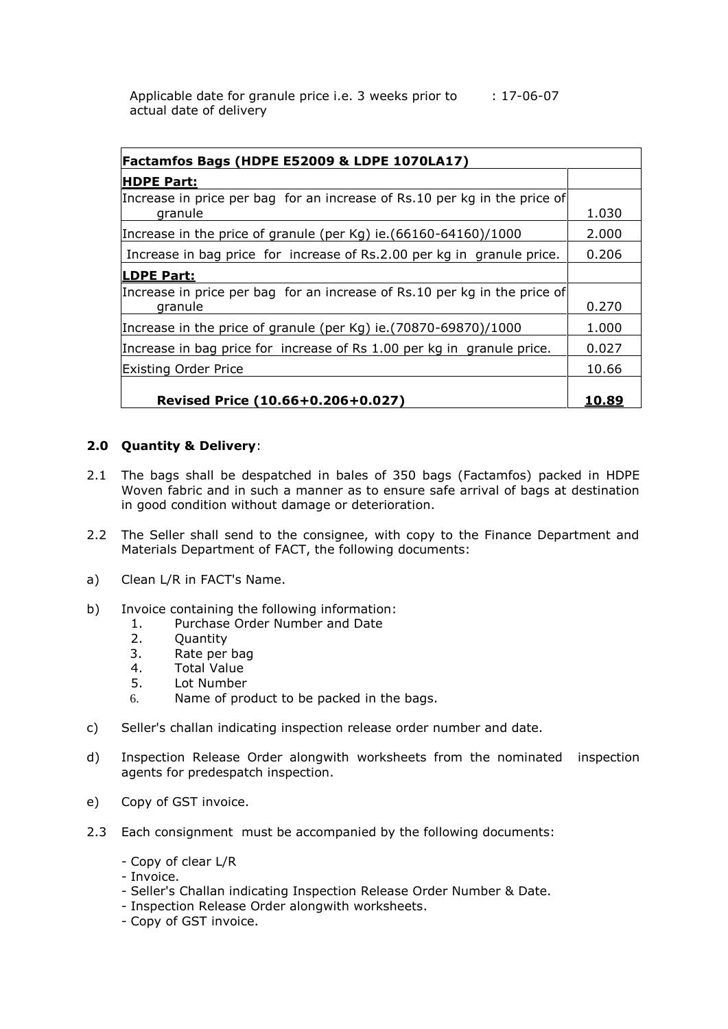Applicable date for granule price i.e. 3 weeks prior to actual date of delivery : 17-06-07

| Factamfos Bags (HDPE E52009 & LDPE 1070LA17) | |
|---|---|
| **HDPE Part:** | |
| Increase in price per bag for an increase of Rs.10 per kg in the price of granule | 1.030 |
| Increase in the price of granule (per Kg) ie.(66160-64160)/1000 | 2.000 |
| Increase in bag price for increase of Rs.2.00 per kg in granule price. | 0.206 |
| **LDPE Part:** | |
| Increase in price per bag for an increase of Rs.10 per kg in the price of granule | 0.270 |
| Increase in the price of granule (per Kg) ie.(70870-69870)/1000 | 1.000 |
| Increase in bag price for increase of Rs 1.00 per kg in granule price. | 0.027 |
| Existing Order Price | 10.66 |
| **Revised Price (10.66+0.206+0.027)** | **10.89** |

### 2.0 Quantity & Delivery:

2.1 The bags shall be despatched in bales of 350 bags (Factamfos) packed in HDPE Woven fabric and in such a manner as to ensure safe arrival of bags at destination in good condition without damage or deterioration.

2.2 The Seller shall send to the consignee, with copy to the Finance Department and Materials Department of FACT, the following documents:

a) Clean L/R in FACT's Name.

b) Invoice containing the following information:
   1. Purchase Order Number and Date
   2. Quantity
   3. Rate per bag
   4. Total Value
   5. Lot Number
   6. Name of product to be packed in the bags.

c) Seller's challan indicating inspection release order number and date.

d) Inspection Release Order alongwith worksheets from the nominated inspection agents for predespatch inspection.

e) Copy of GST invoice.

2.3 Each consignment must be accompanied by the following documents:

- Copy of clear L/R
- Invoice.
- Seller's Challan indicating Inspection Release Order Number & Date.
- Inspection Release Order alongwith worksheets.
- Copy of GST invoice.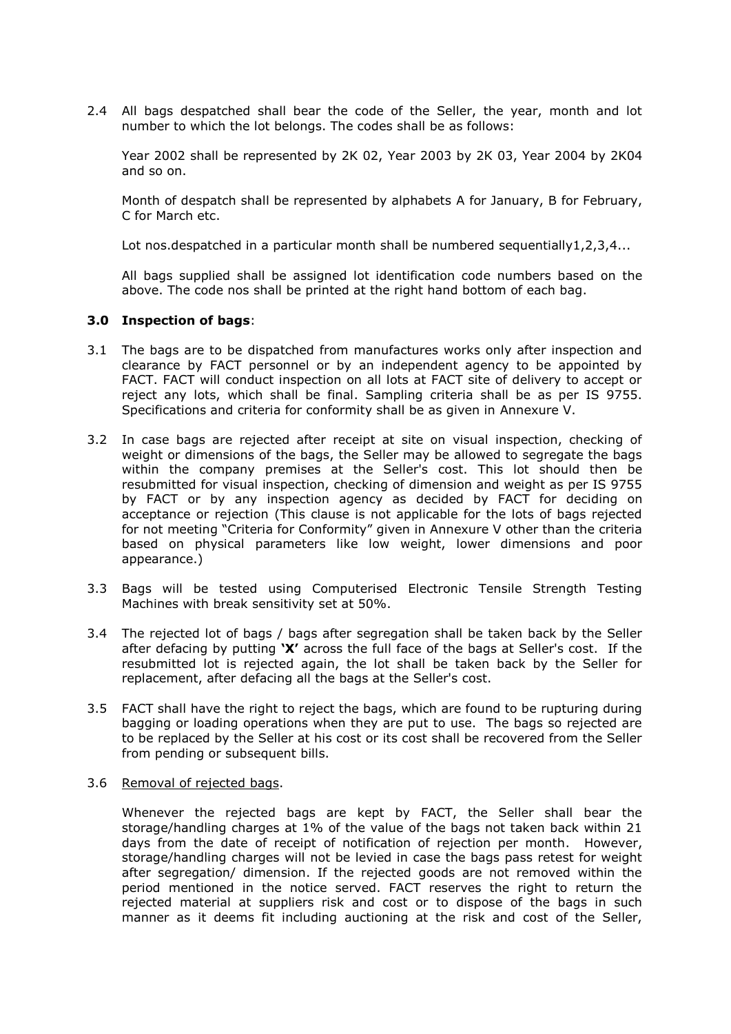2.4 All bags despatched shall bear the code of the Seller, the year, month and lot number to which the lot belongs. The codes shall be as follows:

Year 2002 shall be represented by 2K 02, Year 2003 by 2K 03, Year 2004 by 2K04 and so on.

Month of despatch shall be represented by alphabets A for January, B for February, C for March etc.

Lot nos.despatched in a particular month shall be numbered sequentially1,2,3,4...

All bags supplied shall be assigned lot identification code numbers based on the above. The code nos shall be printed at the right hand bottom of each bag.

### 3.0 Inspection of bags:

3.1 The bags are to be dispatched from manufactures works only after inspection and clearance by FACT personnel or by an independent agency to be appointed by FACT. FACT will conduct inspection on all lots at FACT site of delivery to accept or reject any lots, which shall be final. Sampling criteria shall be as per IS 9755. Specifications and criteria for conformity shall be as given in Annexure V.

3.2 In case bags are rejected after receipt at site on visual inspection, checking of weight or dimensions of the bags, the Seller may be allowed to segregate the bags within the company premises at the Seller's cost. This lot should then be resubmitted for visual inspection, checking of dimension and weight as per IS 9755 by FACT or by any inspection agency as decided by FACT for deciding on acceptance or rejection (This clause is not applicable for the lots of bags rejected for not meeting "Criteria for Conformity" given in Annexure V other than the criteria based on physical parameters like low weight, lower dimensions and poor appearance.)

3.3 Bags will be tested using Computerised Electronic Tensile Strength Testing Machines with break sensitivity set at 50%.

3.4 The rejected lot of bags / bags after segregation shall be taken back by the Seller after defacing by putting **'X'** across the full face of the bags at Seller's cost. If the resubmitted lot is rejected again, the lot shall be taken back by the Seller for replacement, after defacing all the bags at the Seller's cost.

3.5 FACT shall have the right to reject the bags, which are found to be rupturing during bagging or loading operations when they are put to use. The bags so rejected are to be replaced by the Seller at his cost or its cost shall be recovered from the Seller from pending or subsequent bills.

3.6 Removal of rejected bags.

Whenever the rejected bags are kept by FACT, the Seller shall bear the storage/handling charges at 1% of the value of the bags not taken back within 21 days from the date of receipt of notification of rejection per month. However, storage/handling charges will not be levied in case the bags pass retest for weight after segregation/ dimension. If the rejected goods are not removed within the period mentioned in the notice served. FACT reserves the right to return the rejected material at suppliers risk and cost or to dispose of the bags in such manner as it deems fit including auctioning at the risk and cost of the Seller,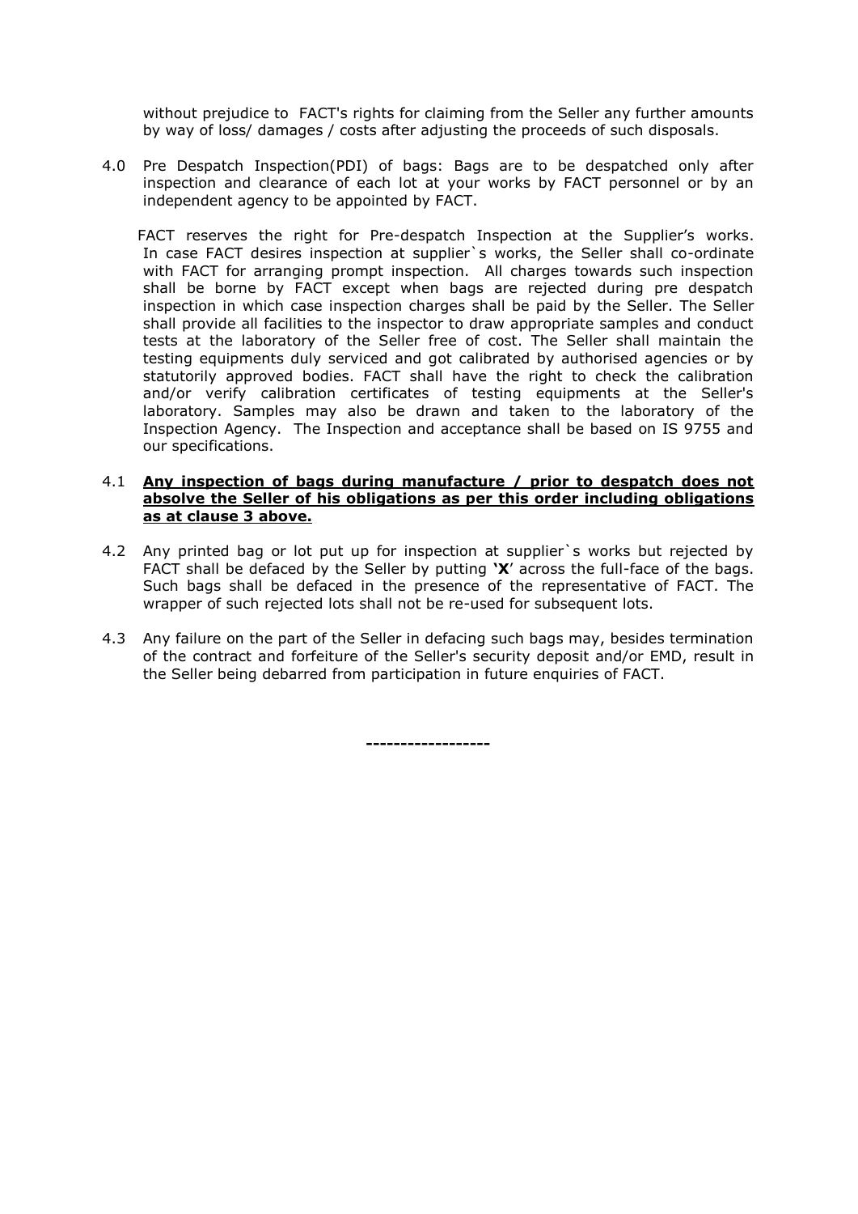without prejudice to FACT's rights for claiming from the Seller any further amounts by way of loss/ damages / costs after adjusting the proceeds of such disposals.

4.0 Pre Despatch Inspection(PDI) of bags: Bags are to be despatched only after inspection and clearance of each lot at your works by FACT personnel or by an independent agency to be appointed by FACT.

FACT reserves the right for Pre-despatch Inspection at the Supplier's works. In case FACT desires inspection at supplier`s works, the Seller shall co-ordinate with FACT for arranging prompt inspection. All charges towards such inspection shall be borne by FACT except when bags are rejected during pre despatch inspection in which case inspection charges shall be paid by the Seller. The Seller shall provide all facilities to the inspector to draw appropriate samples and conduct tests at the laboratory of the Seller free of cost. The Seller shall maintain the testing equipments duly serviced and got calibrated by authorised agencies or by statutorily approved bodies. FACT shall have the right to check the calibration and/or verify calibration certificates of testing equipments at the Seller's laboratory. Samples may also be drawn and taken to the laboratory of the Inspection Agency. The Inspection and acceptance shall be based on IS 9755 and our specifications.

4.1 **Any inspection of bags during manufacture / prior to despatch does not absolve the Seller of his obligations as per this order including obligations as at clause 3 above.**

4.2 Any printed bag or lot put up for inspection at supplier`s works but rejected by FACT shall be defaced by the Seller by putting '**X**' across the full-face of the bags. Such bags shall be defaced in the presence of the representative of FACT. The wrapper of such rejected lots shall not be re-used for subsequent lots.

4.3 Any failure on the part of the Seller in defacing such bags may, besides termination of the contract and forfeiture of the Seller's security deposit and/or EMD, result in the Seller being debarred from participation in future enquiries of FACT.

------------------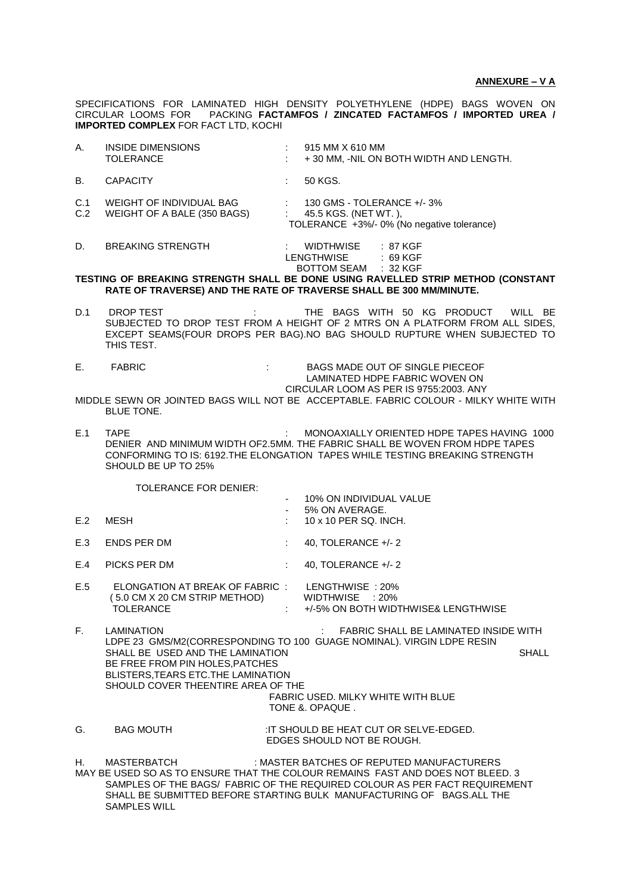**ANNEXURE – V A**

SPECIFICATIONS FOR LAMINATED HIGH DENSITY POLYETHYLENE (HDPE) BAGS WOVEN ON CIRCULAR LOOMS FOR PACKING **FACTAMFOS / ZINCATED FACTAMFOS / IMPORTED UREA / IMPORTED COMPLEX** FOR FACT LTD, KOCHI

A. INSIDE DIMENSIONS : 915 MM X 610 MM
TOLERANCE : + 30 MM, -NIL ON BOTH WIDTH AND LENGTH.

B. CAPACITY : 50 KGS.

C.1 WEIGHT OF INDIVIDUAL BAG : 130 GMS - TOLERANCE +/- 3%
C.2 WEIGHT OF A BALE (350 BAGS) : 45.5 KGS. (NET WT. ),
TOLERANCE +3%/- 0% (No negative tolerance)

D. BREAKING STRENGTH : WIDTHWISE : 87 KGF
LENGTHWISE : 69 KGF
BOTTOM SEAM : 32 KGF

**TESTING OF BREAKING STRENGTH SHALL BE DONE USING RAVELLED STRIP METHOD (CONSTANT RATE OF TRAVERSE) AND THE RATE OF TRAVERSE SHALL BE 300 MM/MINUTE.**

D.1 DROP TEST : THE BAGS WITH 50 KG PRODUCT WILL BE SUBJECTED TO DROP TEST FROM A HEIGHT OF 2 MTRS ON A PLATFORM FROM ALL SIDES, EXCEPT SEAMS(FOUR DROPS PER BAG).NO BAG SHOULD RUPTURE WHEN SUBJECTED TO THIS TEST.

E. FABRIC : BAGS MADE OUT OF SINGLE PIECEOF LAMINATED HDPE FABRIC WOVEN ON CIRCULAR LOOM AS PER IS 9755:2003. ANY MIDDLE SEWN OR JOINTED BAGS WILL NOT BE ACCEPTABLE. FABRIC COLOUR - MILKY WHITE WITH BLUE TONE.

E.1 TAPE : MONOAXIALLY ORIENTED HDPE TAPES HAVING 1000 DENIER AND MINIMUM WIDTH OF2.5MM. THE FABRIC SHALL BE WOVEN FROM HDPE TAPES CONFORMING TO IS: 6192.THE ELONGATION TAPES WHILE TESTING BREAKING STRENGTH SHOULD BE UP TO 25%

TOLERANCE FOR DENIER:
- 10% ON INDIVIDUAL VALUE
- 5% ON AVERAGE.

E.2 MESH : 10 x 10 PER SQ. INCH.

E.3 ENDS PER DM : 40, TOLERANCE +/- 2

E.4 PICKS PER DM : 40, TOLERANCE +/- 2

E.5 ELONGATION AT BREAK OF FABRIC : LENGTHWISE : 20%
( 5.0 CM X 20 CM STRIP METHOD) WIDTHWISE : 20%
TOLERANCE : +/-5% ON BOTH WIDTHWISE& LENGTHWISE

F. LAMINATION : FABRIC SHALL BE LAMINATED INSIDE WITH LDPE 23 GMS/M2(CORRESPONDING TO 100 GUAGE NOMINAL). VIRGIN LDPE RESIN SHALL BE USED AND THE LAMINATION SHALL BE FREE FROM PIN HOLES,PATCHES BLISTERS,TEARS ETC.THE LAMINATION SHOULD COVER THEENTIRE AREA OF THE FABRIC USED. MILKY WHITE WITH BLUE TONE &. OPAQUE .

G. BAG MOUTH :IT SHOULD BE HEAT CUT OR SELVE-EDGED. EDGES SHOULD NOT BE ROUGH.

H. MASTERBATCH : MASTER BATCHES OF REPUTED MANUFACTURERS MAY BE USED SO AS TO ENSURE THAT THE COLOUR REMAINS FAST AND DOES NOT BLEED. 3 SAMPLES OF THE BAGS/ FABRIC OF THE REQUIRED COLOUR AS PER FACT REQUIREMENT SHALL BE SUBMITTED BEFORE STARTING BULK MANUFACTURING OF BAGS.ALL THE SAMPLES WILL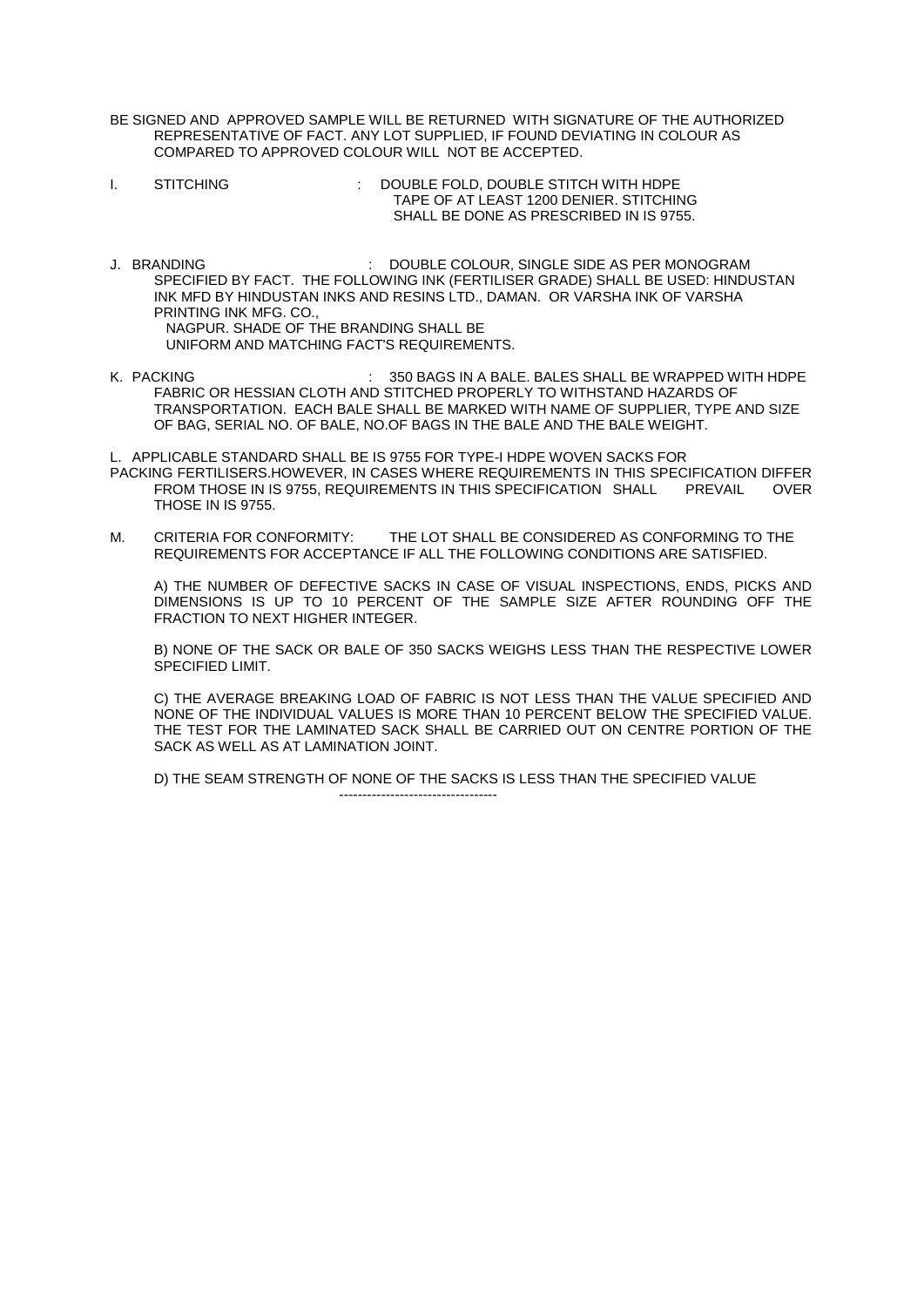BE SIGNED AND APPROVED SAMPLE WILL BE RETURNED WITH SIGNATURE OF THE AUTHORIZED REPRESENTATIVE OF FACT. ANY LOT SUPPLIED, IF FOUND DEVIATING IN COLOUR AS COMPARED TO APPROVED COLOUR WILL NOT BE ACCEPTED.

I. STITCHING : DOUBLE FOLD, DOUBLE STITCH WITH HDPE TAPE OF AT LEAST 1200 DENIER. STITCHING SHALL BE DONE AS PRESCRIBED IN IS 9755.

J. BRANDING : DOUBLE COLOUR, SINGLE SIDE AS PER MONOGRAM SPECIFIED BY FACT. THE FOLLOWING INK (FERTILISER GRADE) SHALL BE USED: HINDUSTAN INK MFD BY HINDUSTAN INKS AND RESINS LTD., DAMAN. OR VARSHA INK OF VARSHA PRINTING INK MFG. CO., NAGPUR. SHADE OF THE BRANDING SHALL BE UNIFORM AND MATCHING FACT'S REQUIREMENTS.

K. PACKING : 350 BAGS IN A BALE. BALES SHALL BE WRAPPED WITH HDPE FABRIC OR HESSIAN CLOTH AND STITCHED PROPERLY TO WITHSTAND HAZARDS OF TRANSPORTATION. EACH BALE SHALL BE MARKED WITH NAME OF SUPPLIER, TYPE AND SIZE OF BAG, SERIAL NO. OF BALE, NO.OF BAGS IN THE BALE AND THE BALE WEIGHT.

L. APPLICABLE STANDARD SHALL BE IS 9755 FOR TYPE-I HDPE WOVEN SACKS FOR PACKING FERTILISERS.HOWEVER, IN CASES WHERE REQUIREMENTS IN THIS SPECIFICATION DIFFER FROM THOSE IN IS 9755, REQUIREMENTS IN THIS SPECIFICATION SHALL PREVAIL OVER THOSE IN IS 9755.

M. CRITERIA FOR CONFORMITY: THE LOT SHALL BE CONSIDERED AS CONFORMING TO THE REQUIREMENTS FOR ACCEPTANCE IF ALL THE FOLLOWING CONDITIONS ARE SATISFIED.

A) THE NUMBER OF DEFECTIVE SACKS IN CASE OF VISUAL INSPECTIONS, ENDS, PICKS AND DIMENSIONS IS UP TO 10 PERCENT OF THE SAMPLE SIZE AFTER ROUNDING OFF THE FRACTION TO NEXT HIGHER INTEGER.

B) NONE OF THE SACK OR BALE OF 350 SACKS WEIGHS LESS THAN THE RESPECTIVE LOWER SPECIFIED LIMIT.

C) THE AVERAGE BREAKING LOAD OF FABRIC IS NOT LESS THAN THE VALUE SPECIFIED AND NONE OF THE INDIVIDUAL VALUES IS MORE THAN 10 PERCENT BELOW THE SPECIFIED VALUE. THE TEST FOR THE LAMINATED SACK SHALL BE CARRIED OUT ON CENTRE PORTION OF THE SACK AS WELL AS AT LAMINATION JOINT.

D) THE SEAM STRENGTH OF NONE OF THE SACKS IS LESS THAN THE SPECIFIED VALUE

---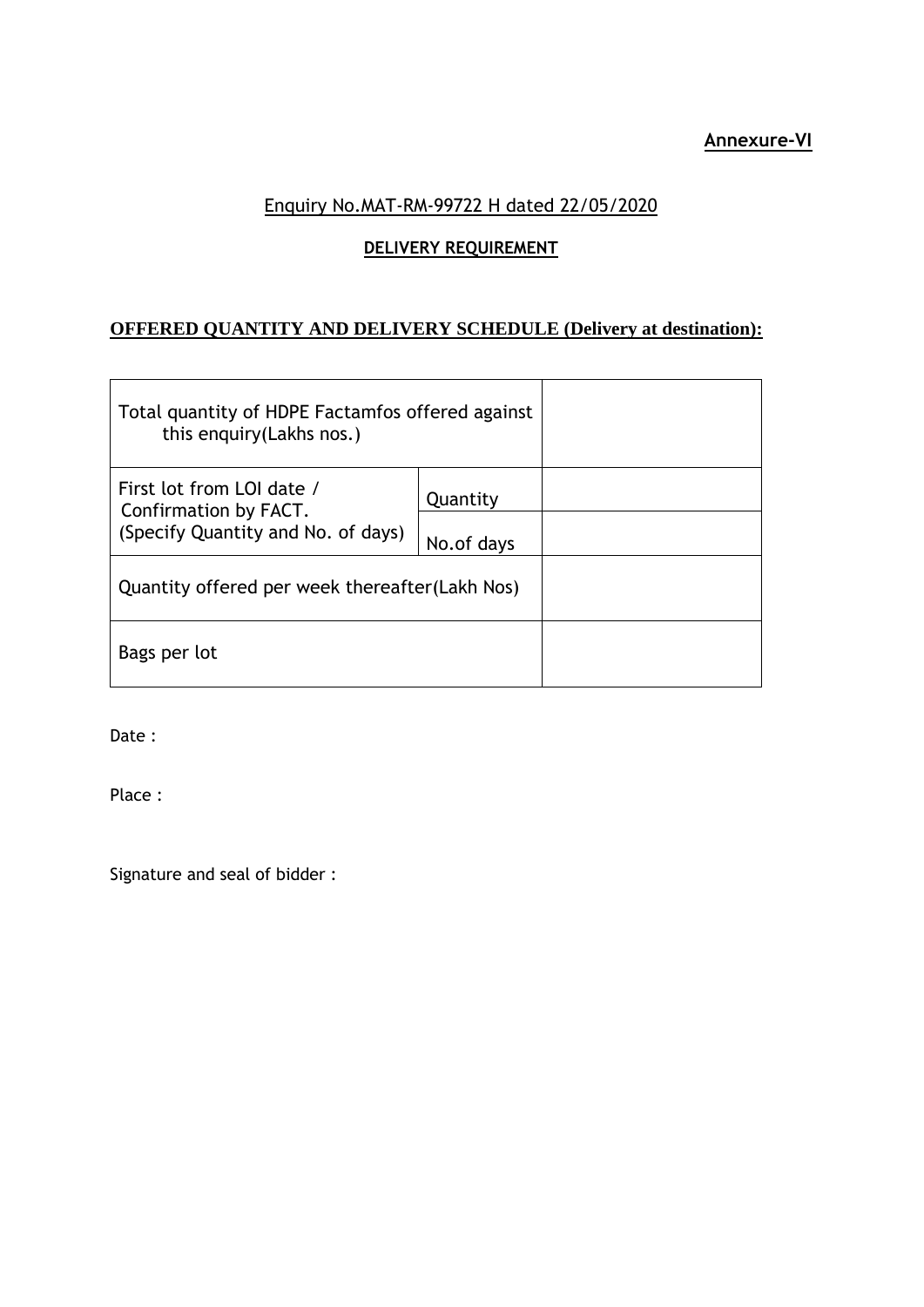**Annexure-VI**

Enquiry No.MAT-RM-99722 H dated 22/05/2020

**DELIVERY REQUIREMENT**

**OFFERED QUANTITY AND DELIVERY SCHEDULE (Delivery at destination):**

| | | |
|---|---|---|
| Total quantity of HDPE Factamfos offered against this enquiry(Lakhs nos.) | | |
| First lot from LOI date / Confirmation by FACT. (Specify Quantity and No. of days) | Quantity | |
| | No.of days | |
| Quantity offered per week thereafter(Lakh Nos) | | |
| Bags per lot | | |

Date :

Place :

Signature and seal of bidder :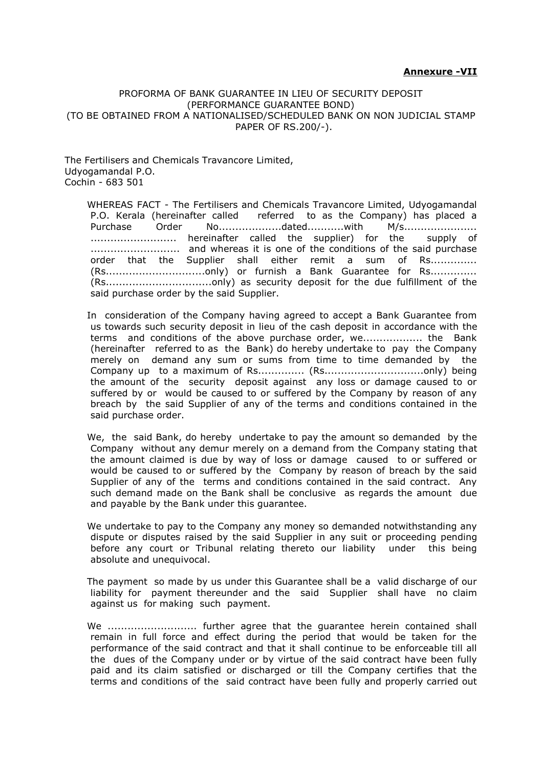**Annexure -VII**

PROFORMA OF BANK GUARANTEE IN LIEU OF SECURITY DEPOSIT
(PERFORMANCE GUARANTEE BOND)
(TO BE OBTAINED FROM A NATIONALISED/SCHEDULED BANK ON NON JUDICIAL STAMP PAPER OF RS.200/-).

The Fertilisers and Chemicals Travancore Limited,
Udyogamandal P.O.
Cochin - 683 501

WHEREAS FACT - The Fertilisers and Chemicals Travancore Limited, Udyogamandal P.O. Kerala (hereinafter called referred to as the Company) has placed a Purchase Order No...................dated...........with M/s...................... .......................... hereinafter called the supplier) for the supply of ........................... and whereas it is one of the conditions of the said purchase order that the Supplier shall either remit a sum of Rs.............. (Rs..............................only) or furnish a Bank Guarantee for Rs............. (Rs................................only) as security deposit for the due fulfillment of the said purchase order by the said Supplier.

In consideration of the Company having agreed to accept a Bank Guarantee from us towards such security deposit in lieu of the cash deposit in accordance with the terms and conditions of the above purchase order, we.................. the Bank (hereinafter referred to as the Bank) do hereby undertake to pay the Company merely on demand any sum or sums from time to time demanded by the Company up to a maximum of Rs............. (Rs..............................only) being the amount of the security deposit against any loss or damage caused to or suffered by or would be caused to or suffered by the Company by reason of any breach by the said Supplier of any of the terms and conditions contained in the said purchase order.

We, the said Bank, do hereby undertake to pay the amount so demanded by the Company without any demur merely on a demand from the Company stating that the amount claimed is due by way of loss or damage caused to or suffered or would be caused to or suffered by the Company by reason of breach by the said Supplier of any of the terms and conditions contained in the said contract. Any such demand made on the Bank shall be conclusive as regards the amount due and payable by the Bank under this guarantee.

We undertake to pay to the Company any money so demanded notwithstanding any dispute or disputes raised by the said Supplier in any suit or proceeding pending before any court or Tribunal relating thereto our liability under this being absolute and unequivocal.

The payment so made by us under this Guarantee shall be a valid discharge of our liability for payment thereunder and the said Supplier shall have no claim against us for making such payment.

We ........................... further agree that the guarantee herein contained shall remain in full force and effect during the period that would be taken for the performance of the said contract and that it shall continue to be enforceable till all the dues of the Company under or by virtue of the said contract have been fully paid and its claim satisfied or discharged or till the Company certifies that the terms and conditions of the said contract have been fully and properly carried out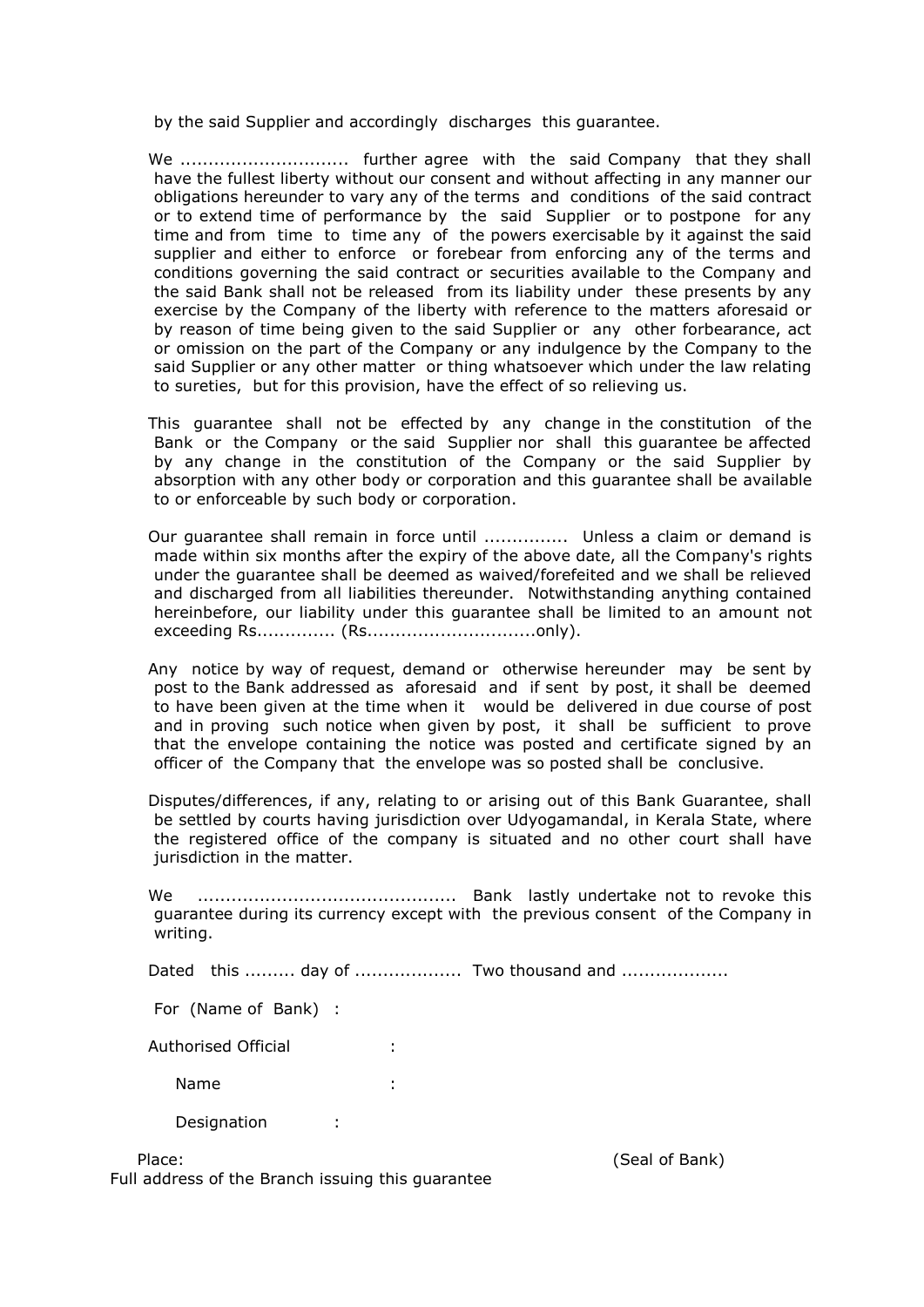by the said Supplier and accordingly discharges this guarantee.

We ............................. further agree with the said Company that they shall have the fullest liberty without our consent and without affecting in any manner our obligations hereunder to vary any of the terms and conditions of the said contract or to extend time of performance by the said Supplier or to postpone for any time and from time to time any of the powers exercisable by it against the said supplier and either to enforce or forebear from enforcing any of the terms and conditions governing the said contract or securities available to the Company and the said Bank shall not be released from its liability under these presents by any exercise by the Company of the liberty with reference to the matters aforesaid or by reason of time being given to the said Supplier or any other forbearance, act or omission on the part of the Company or any indulgence by the Company to the said Supplier or any other matter or thing whatsoever which under the law relating to sureties, but for this provision, have the effect of so relieving us.

This guarantee shall not be effected by any change in the constitution of the Bank or the Company or the said Supplier nor shall this guarantee be affected by any change in the constitution of the Company or the said Supplier by absorption with any other body or corporation and this guarantee shall be available to or enforceable by such body or corporation.

Our guarantee shall remain in force until .............. Unless a claim or demand is made within six months after the expiry of the above date, all the Company's rights under the guarantee shall be deemed as waived/forefeited and we shall be relieved and discharged from all liabilities thereunder. Notwithstanding anything contained hereinbefore, our liability under this guarantee shall be limited to an amount not exceeding Rs............. (Rs.............................only).

Any notice by way of request, demand or otherwise hereunder may be sent by post to the Bank addressed as aforesaid and if sent by post, it shall be deemed to have been given at the time when it would be delivered in due course of post and in proving such notice when given by post, it shall be sufficient to prove that the envelope containing the notice was posted and certificate signed by an officer of the Company that the envelope was so posted shall be conclusive.

Disputes/differences, if any, relating to or arising out of this Bank Guarantee, shall be settled by courts having jurisdiction over Udyogamandal, in Kerala State, where the registered office of the company is situated and no other court shall have jurisdiction in the matter.

We ............................................. Bank lastly undertake not to revoke this guarantee during its currency except with the previous consent of the Company in writing.

Dated this ......... day of .................. Two thousand and ..................

For (Name of Bank) :

Authorised Official :

Name :

Designation :

Place: (Seal of Bank)

Full address of the Branch issuing this guarantee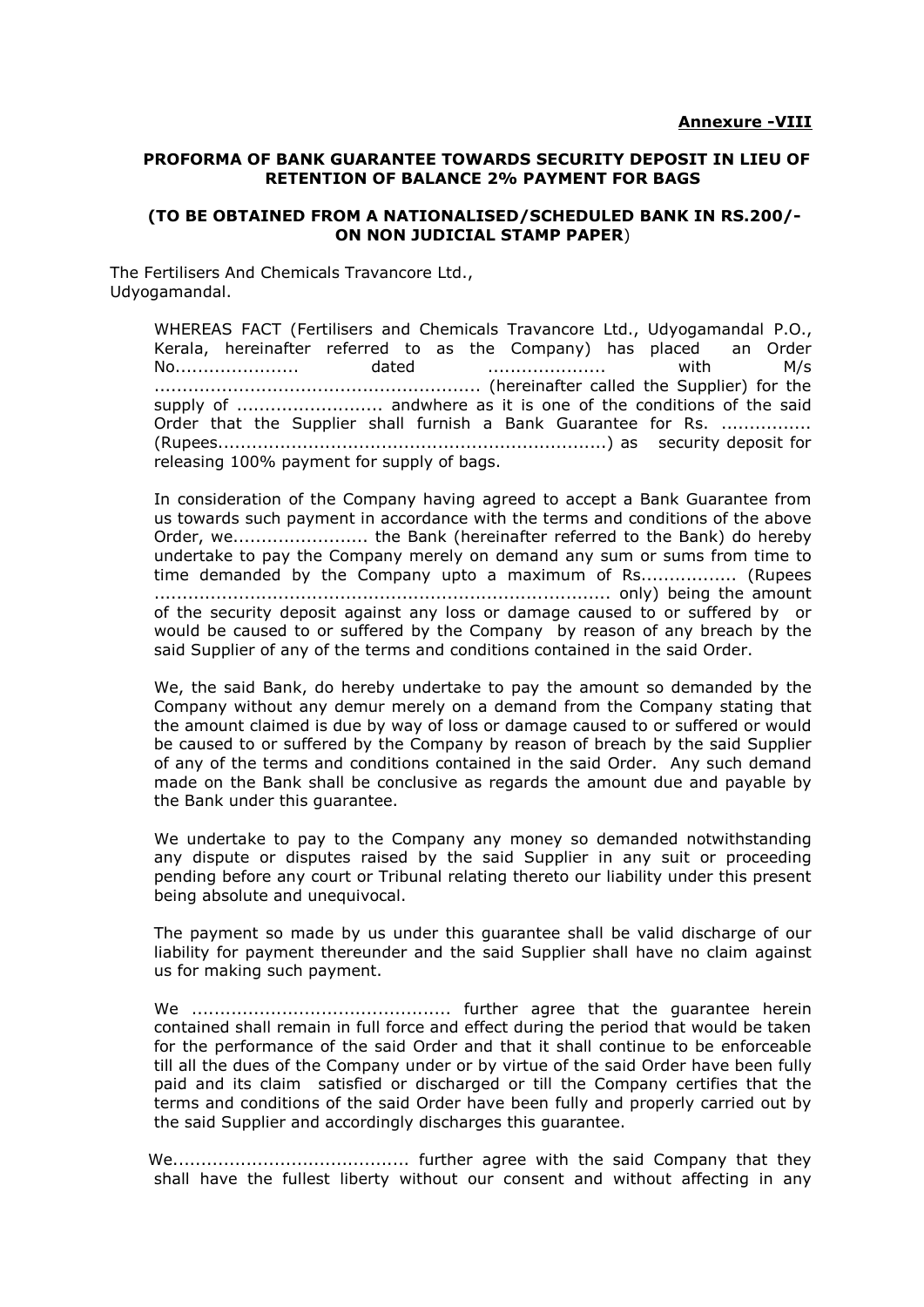**Annexure -VIII**

**PROFORMA OF BANK GUARANTEE TOWARDS SECURITY DEPOSIT IN LIEU OF RETENTION OF BALANCE 2% PAYMENT FOR BAGS**

**(TO BE OBTAINED FROM A NATIONALISED/SCHEDULED BANK IN RS.200/- ON NON JUDICIAL STAMP PAPER)**

The Fertilisers And Chemicals Travancore Ltd.,
Udyogamandal.

WHEREAS FACT (Fertilisers and Chemicals Travancore Ltd., Udyogamandal P.O., Kerala, hereinafter referred to as the Company) has placed an Order No...................... dated .................... with M/s ......................................................... (hereinafter called the Supplier) for the supply of .......................... andwhere as it is one of the conditions of the said Order that the Supplier shall furnish a Bank Guarantee for Rs. ................ (Rupees.....................................................................) as security deposit for releasing 100% payment for supply of bags.

In consideration of the Company having agreed to accept a Bank Guarantee from us towards such payment in accordance with the terms and conditions of the above Order, we........................ the Bank (hereinafter referred to the Bank) do hereby undertake to pay the Company merely on demand any sum or sums from time to time demanded by the Company upto a maximum of Rs................. (Rupees ................................................................................ only) being the amount of the security deposit against any loss or damage caused to or suffered by or would be caused to or suffered by the Company by reason of any breach by the said Supplier of any of the terms and conditions contained in the said Order.

We, the said Bank, do hereby undertake to pay the amount so demanded by the Company without any demur merely on a demand from the Company stating that the amount claimed is due by way of loss or damage caused to or suffered or would be caused to or suffered by the Company by reason of breach by the said Supplier of any of the terms and conditions contained in the said Order. Any such demand made on the Bank shall be conclusive as regards the amount due and payable by the Bank under this guarantee.

We undertake to pay to the Company any money so demanded notwithstanding any dispute or disputes raised by the said Supplier in any suit or proceeding pending before any court or Tribunal relating thereto our liability under this present being absolute and unequivocal.

The payment so made by us under this guarantee shall be valid discharge of our liability for payment thereunder and the said Supplier shall have no claim against us for making such payment.

We .............................................. further agree that the guarantee herein contained shall remain in full force and effect during the period that would be taken for the performance of the said Order and that it shall continue to be enforceable till all the dues of the Company under or by virtue of the said Order have been fully paid and its claim satisfied or discharged or till the Company certifies that the terms and conditions of the said Order have been fully and properly carried out by the said Supplier and accordingly discharges this guarantee.

We......................................... further agree with the said Company that they shall have the fullest liberty without our consent and without affecting in any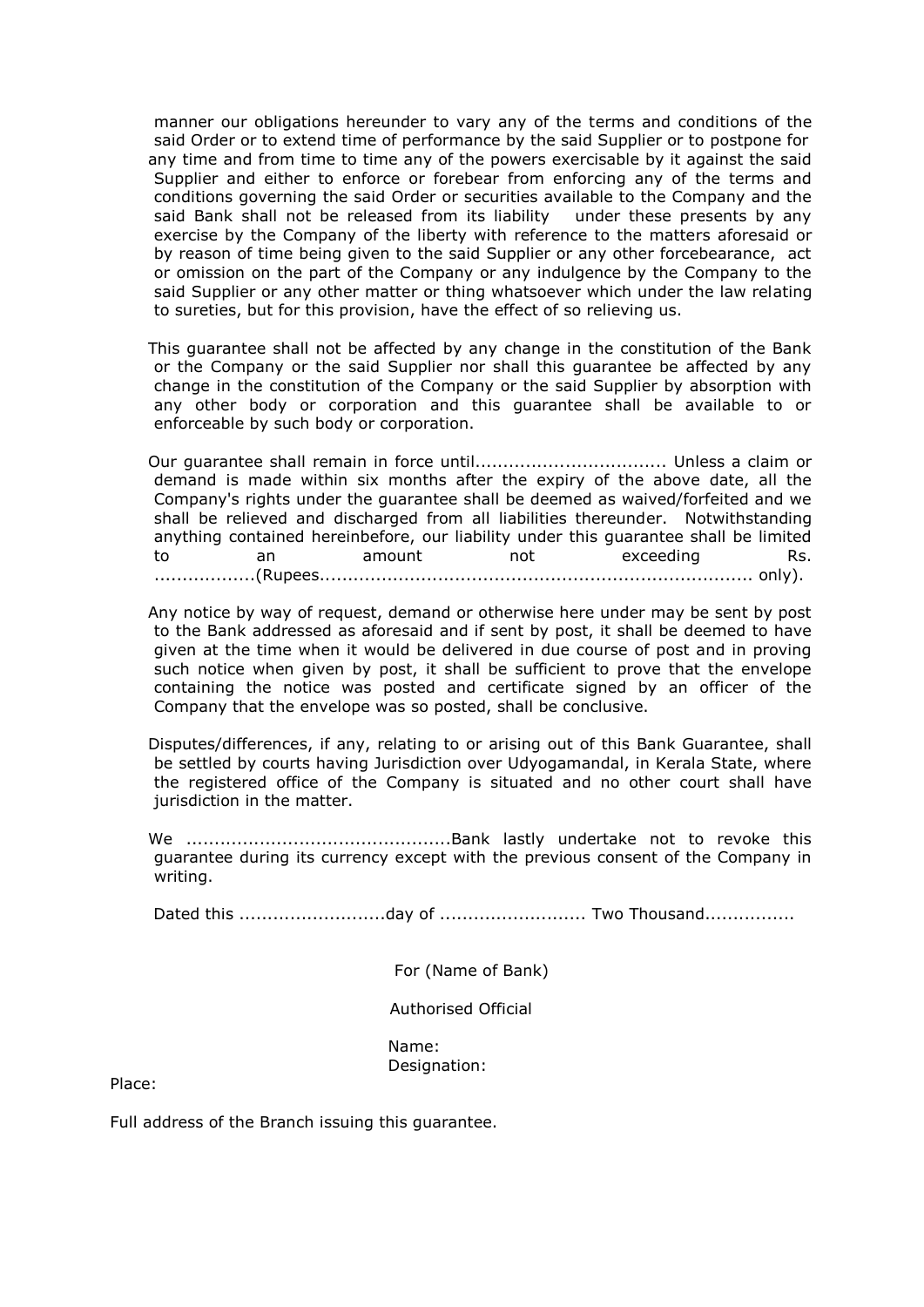manner our obligations hereunder to vary any of the terms and conditions of the said Order or to extend time of performance by the said Supplier or to postpone for any time and from time to time any of the powers exercisable by it against the said Supplier and either to enforce or forebear from enforcing any of the terms and conditions governing the said Order or securities available to the Company and the said Bank shall not be released from its liability under these presents by any exercise by the Company of the liberty with reference to the matters aforesaid or by reason of time being given to the said Supplier or any other forcebearance, act or omission on the part of the Company or any indulgence by the Company to the said Supplier or any other matter or thing whatsoever which under the law relating to sureties, but for this provision, have the effect of so relieving us.

This guarantee shall not be affected by any change in the constitution of the Bank or the Company or the said Supplier nor shall this guarantee be affected by any change in the constitution of the Company or the said Supplier by absorption with any other body or corporation and this guarantee shall be available to or enforceable by such body or corporation.

Our guarantee shall remain in force until.................................. Unless a claim or demand is made within six months after the expiry of the above date, all the Company's rights under the guarantee shall be deemed as waived/forfeited and we shall be relieved and discharged from all liabilities thereunder. Notwithstanding anything contained hereinbefore, our liability under this guarantee shall be limited to an amount not exceeding Rs. ..................(Rupees........................................................................... only).

Any notice by way of request, demand or otherwise here under may be sent by post to the Bank addressed as aforesaid and if sent by post, it shall be deemed to have given at the time when it would be delivered in due course of post and in proving such notice when given by post, it shall be sufficient to prove that the envelope containing the notice was posted and certificate signed by an officer of the Company that the envelope was so posted, shall be conclusive.

Disputes/differences, if any, relating to or arising out of this Bank Guarantee, shall be settled by courts having Jurisdiction over Udyogamandal, in Kerala State, where the registered office of the Company is situated and no other court shall have jurisdiction in the matter.

We ...............................................Bank lastly undertake not to revoke this guarantee during its currency except with the previous consent of the Company in writing.

Dated this ..........................day of .......................... Two Thousand................

For (Name of Bank)

Authorised Official

Name:
Designation:

Place:

Full address of the Branch issuing this guarantee.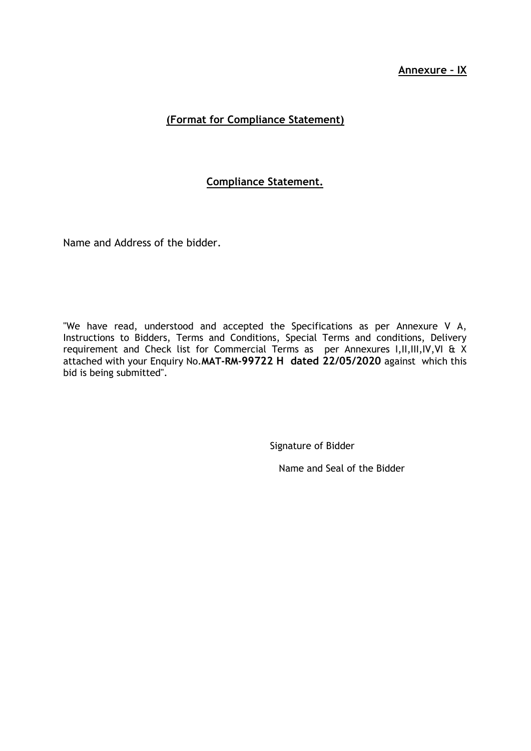**Annexure – IX**

**(Format for Compliance Statement)**

**Compliance Statement.**

Name and Address of the bidder.

"We have read, understood and accepted the Specifications as per Annexure V A, Instructions to Bidders, Terms and Conditions, Special Terms and conditions, Delivery requirement and Check list for Commercial Terms as per Annexures I,II,III,IV,VI & X attached with your Enquiry No.**MAT-RM-99722 H dated 22/05/2020** against which this bid is being submitted".

Signature of Bidder

Name and Seal of the Bidder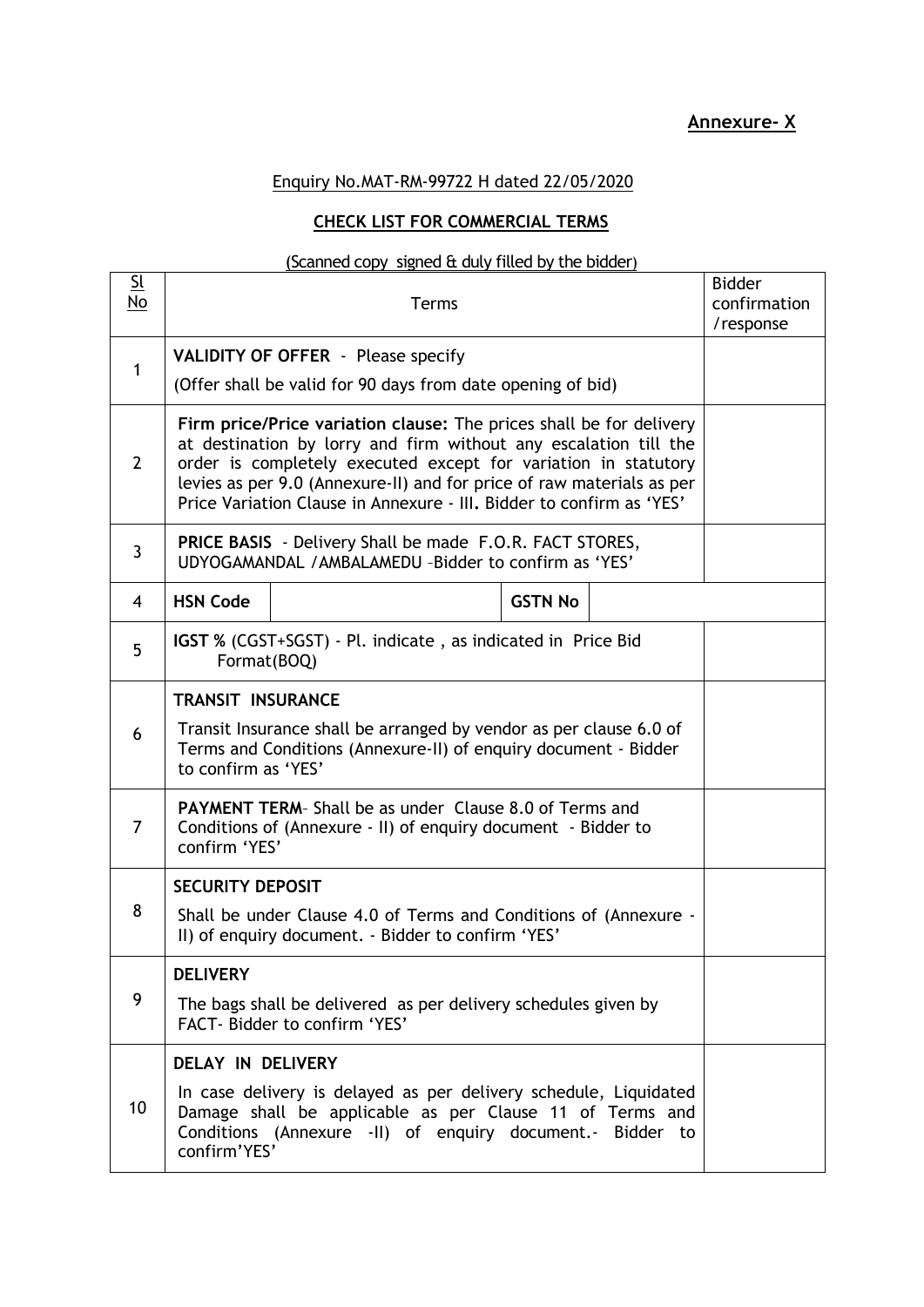**Annexure- X**

Enquiry No.MAT-RM-99722 H dated 22/05/2020

**CHECK LIST FOR COMMERCIAL TERMS**

(Scanned copy signed & duly filled by the bidder)

| Sl No | Terms | | | | Bidder confirmation /response |
|---|---|---|---|---|---|
| 1 | **VALIDITY OF OFFER** - Please specify<br>(Offer shall be valid for 90 days from date opening of bid) | | | | |
| 2 | **Firm price/Price variation clause:** The prices shall be for delivery at destination by lorry and firm without any escalation till the order is completely executed except for variation in statutory levies as per 9.0 (Annexure-II) and for price of raw materials as per Price Variation Clause in Annexure - III**.** Bidder to confirm as 'YES' | | | | |
| 3 | **PRICE BASIS** - Delivery Shall be made F.O.R. FACT STORES, UDYOGAMANDAL /AMBALAMEDU –Bidder to confirm as 'YES' | | | | |
| 4 | **HSN Code** | | **GSTN No** | | |
| 5 | **IGST %** (CGST+SGST) - Pl. indicate , as indicated in Price Bid Format(BOQ) | | | | |
| 6 | **TRANSIT INSURANCE**<br>Transit Insurance shall be arranged by vendor as per clause 6.0 of Terms and Conditions (Annexure-II) of enquiry document - Bidder to confirm as 'YES' | | | | |
| 7 | **PAYMENT TERM**– Shall be as under Clause 8.0 of Terms and Conditions of (Annexure - II) of enquiry document - Bidder to confirm 'YES' | | | | |
| 8 | **SECURITY DEPOSIT**<br>Shall be under Clause 4.0 of Terms and Conditions of (Annexure - II) of enquiry document. - Bidder to confirm 'YES' | | | | |
| 9 | **DELIVERY**<br>The bags shall be delivered as per delivery schedules given by FACT- Bidder to confirm 'YES' | | | | |
| 10 | **DELAY IN DELIVERY**<br>In case delivery is delayed as per delivery schedule, Liquidated Damage shall be applicable as per Clause 11 of Terms and Conditions (Annexure -II) of enquiry document.- Bidder to confirm'YES' | | | | |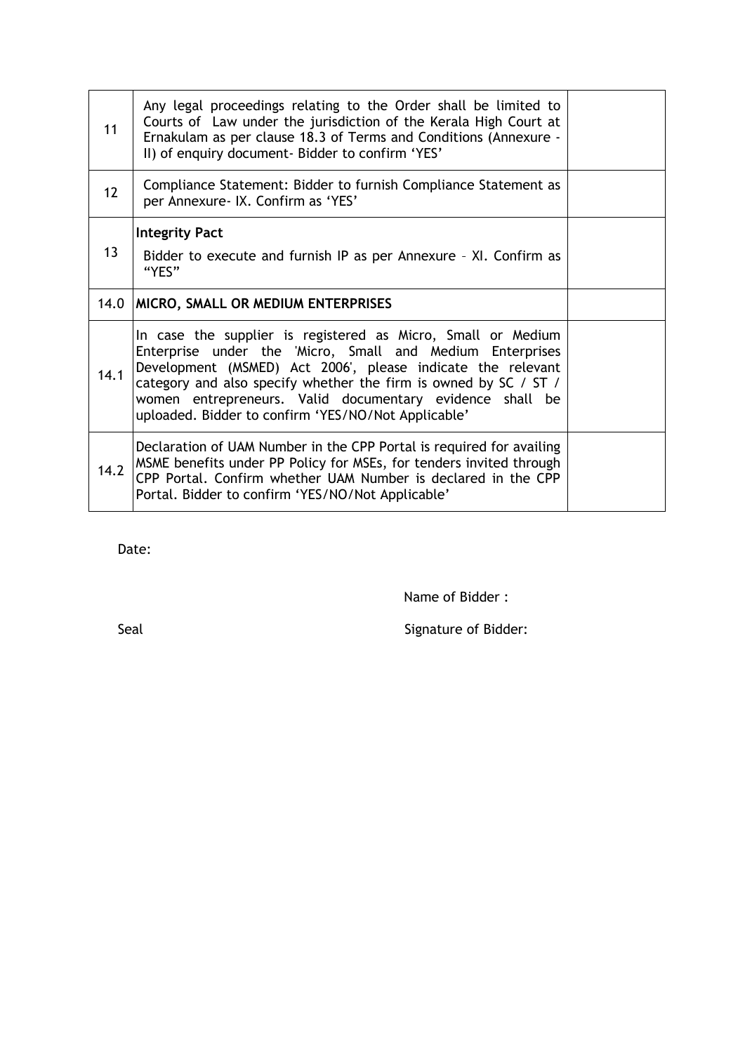| | | |
|---|---|---|
| 11 | Any legal proceedings relating to the Order shall be limited to Courts of Law under the jurisdiction of the Kerala High Court at Ernakulam as per clause 18.3 of Terms and Conditions (Annexure - II) of enquiry document- Bidder to confirm 'YES' | |
| 12 | Compliance Statement: Bidder to furnish Compliance Statement as per Annexure- IX. Confirm as 'YES' | |
| 13 | **Integrity Pact**<br>Bidder to execute and furnish IP as per Annexure – XI. Confirm as "YES" | |
| 14.0 | **MICRO, SMALL OR MEDIUM ENTERPRISES** | |
| 14.1 | In case the supplier is registered as Micro, Small or Medium Enterprise under the 'Micro, Small and Medium Enterprises Development (MSMED) Act 2006', please indicate the relevant category and also specify whether the firm is owned by SC / ST / women entrepreneurs. Valid documentary evidence shall be uploaded. Bidder to confirm 'YES/NO/Not Applicable' | |
| 14.2 | Declaration of UAM Number in the CPP Portal is required for availing MSME benefits under PP Policy for MSEs, for tenders invited through CPP Portal. Confirm whether UAM Number is declared in the CPP Portal. Bidder to confirm 'YES/NO/Not Applicable' | |

Date:

Name of Bidder :

Seal

Signature of Bidder: